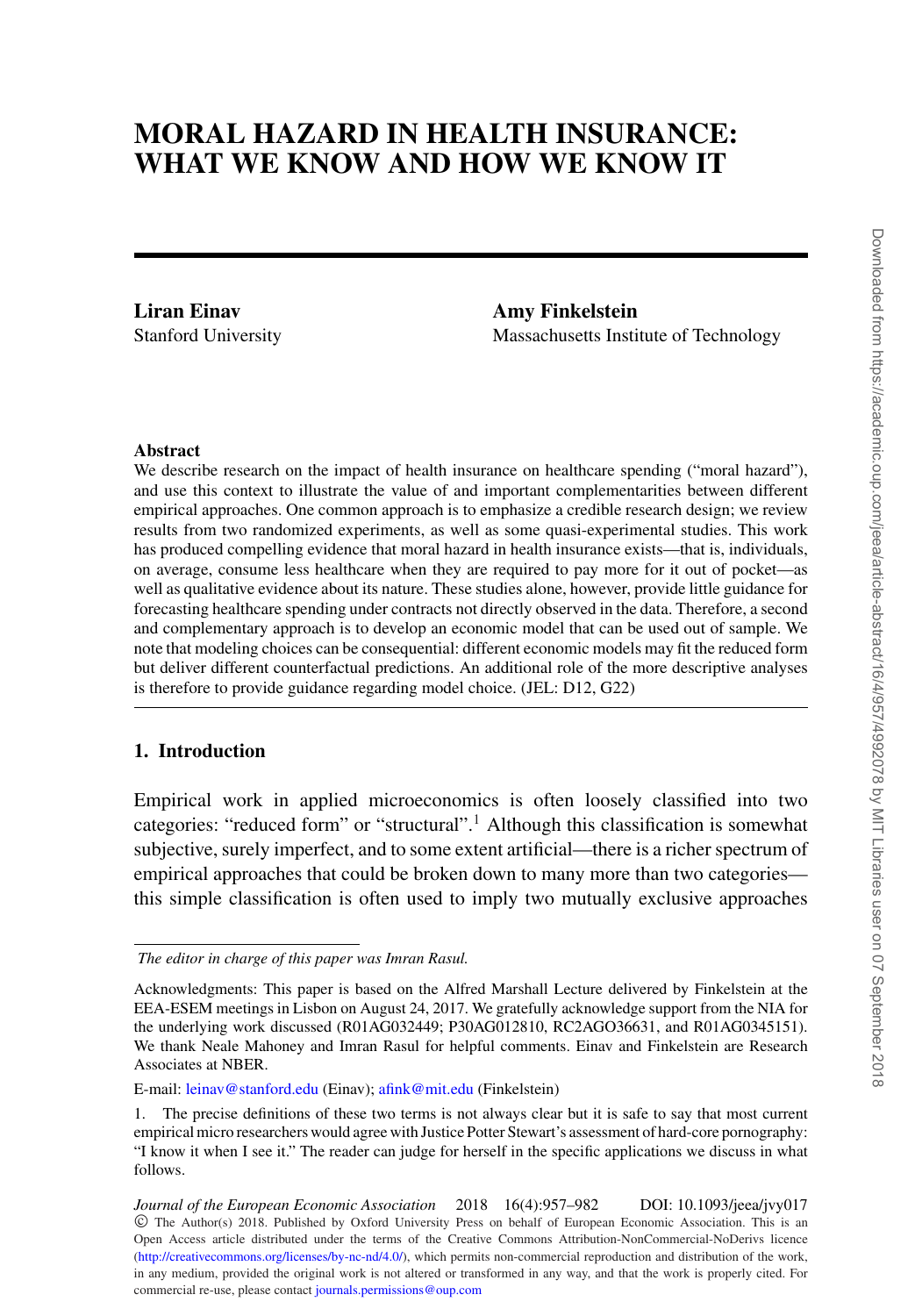# MORAL HAZARD IN HEALTH INSURANCE: WHAT WE KNOW AND HOW WE KNOW IT

**Liran Einav**
Stanford University

**Amy Finkelstein**
Massachusetts Institute of Technology

### Abstract

We describe research on the impact of health insurance on healthcare spending ("moral hazard"), and use this context to illustrate the value of and important complementarities between different empirical approaches. One common approach is to emphasize a credible research design; we review results from two randomized experiments, as well as some quasi-experimental studies. This work has produced compelling evidence that moral hazard in health insurance exists—that is, individuals, on average, consume less healthcare when they are required to pay more for it out of pocket—as well as qualitative evidence about its nature. These studies alone, however, provide little guidance for forecasting healthcare spending under contracts not directly observed in the data. Therefore, a second and complementary approach is to develop an economic model that can be used out of sample. We note that modeling choices can be consequential: different economic models may fit the reduced form but deliver different counterfactual predictions. An additional role of the more descriptive analyses is therefore to provide guidance regarding model choice. (JEL: D12, G22)

## 1. Introduction

Empirical work in applied microeconomics is often loosely classified into two categories: "reduced form" or "structural".[1] Although this classification is somewhat subjective, surely imperfect, and to some extent artificial—there is a richer spectrum of empirical approaches that could be broken down to many more than two categories—this simple classification is often used to imply two mutually exclusive approaches

---

*The editor in charge of this paper was Imran Rasul.*

Acknowledgments: This paper is based on the Alfred Marshall Lecture delivered by Finkelstein at the EEA-ESEM meetings in Lisbon on August 24, 2017. We gratefully acknowledge support from the NIA for the underlying work discussed (R01AG032449; P30AG012810, RC2AGO36631, and R01AG0345151). We thank Neale Mahoney and Imran Rasul for helpful comments. Einav and Finkelstein are Research Associates at NBER.

E-mail: leinav@stanford.edu (Einav); afink@mit.edu (Finkelstein)

1. The precise definitions of these two terms is not always clear but it is safe to say that most current empirical micro researchers would agree with Justice Potter Stewart's assessment of hard-core pornography: "I know it when I see it." The reader can judge for herself in the specific applications we discuss in what follows.

*Journal of the European Economic Association* 2018 16(4):957–982 DOI: 10.1093/jeea/jvy017
© The Author(s) 2018. Published by Oxford University Press on behalf of European Economic Association. This is an Open Access article distributed under the terms of the Creative Commons Attribution-NonCommercial-NoDerivs licence (http://creativecommons.org/licenses/by-nc-nd/4.0/), which permits non-commercial reproduction and distribution of the work, in any medium, provided the original work is not altered or transformed in any way, and that the work is properly cited. For commercial re-use, please contact journals.permissions@oup.com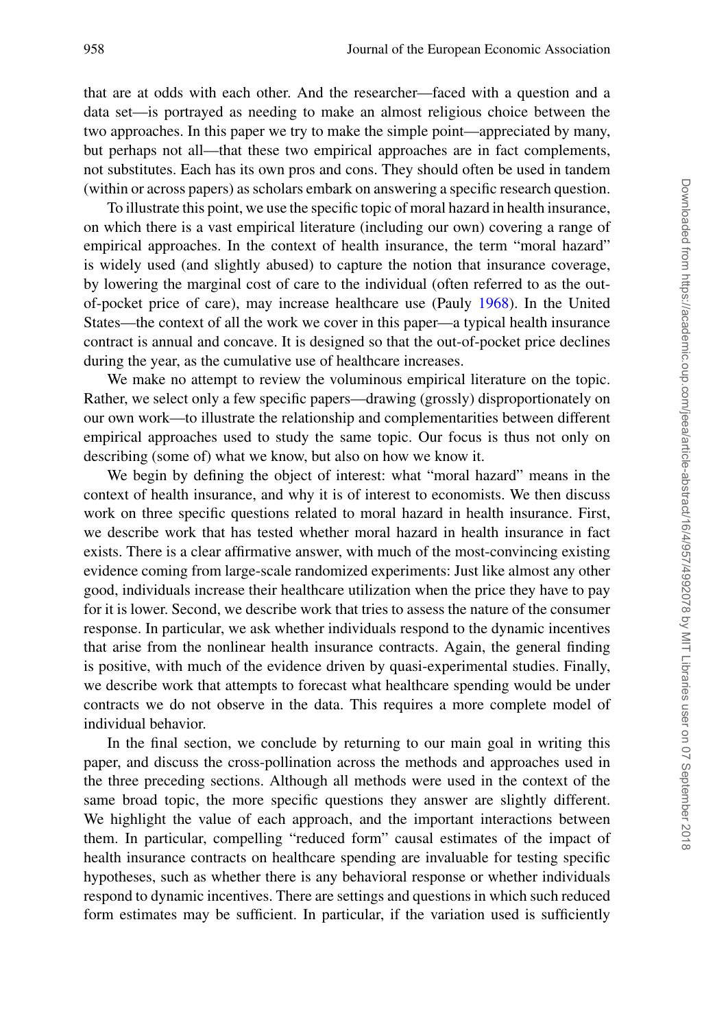that are at odds with each other. And the researcher—faced with a question and a data set—is portrayed as needing to make an almost religious choice between the two approaches. In this paper we try to make the simple point—appreciated by many, but perhaps not all—that these two empirical approaches are in fact complements, not substitutes. Each has its own pros and cons. They should often be used in tandem (within or across papers) as scholars embark on answering a specific research question.

To illustrate this point, we use the specific topic of moral hazard in health insurance, on which there is a vast empirical literature (including our own) covering a range of empirical approaches. In the context of health insurance, the term "moral hazard" is widely used (and slightly abused) to capture the notion that insurance coverage, by lowering the marginal cost of care to the individual (often referred to as the out-of-pocket price of care), may increase healthcare use (Pauly 1968). In the United States—the context of all the work we cover in this paper—a typical health insurance contract is annual and concave. It is designed so that the out-of-pocket price declines during the year, as the cumulative use of healthcare increases.

We make no attempt to review the voluminous empirical literature on the topic. Rather, we select only a few specific papers—drawing (grossly) disproportionately on our own work—to illustrate the relationship and complementarities between different empirical approaches used to study the same topic. Our focus is thus not only on describing (some of) what we know, but also on how we know it.

We begin by defining the object of interest: what "moral hazard" means in the context of health insurance, and why it is of interest to economists. We then discuss work on three specific questions related to moral hazard in health insurance. First, we describe work that has tested whether moral hazard in health insurance in fact exists. There is a clear affirmative answer, with much of the most-convincing existing evidence coming from large-scale randomized experiments: Just like almost any other good, individuals increase their healthcare utilization when the price they have to pay for it is lower. Second, we describe work that tries to assess the nature of the consumer response. In particular, we ask whether individuals respond to the dynamic incentives that arise from the nonlinear health insurance contracts. Again, the general finding is positive, with much of the evidence driven by quasi-experimental studies. Finally, we describe work that attempts to forecast what healthcare spending would be under contracts we do not observe in the data. This requires a more complete model of individual behavior.

In the final section, we conclude by returning to our main goal in writing this paper, and discuss the cross-pollination across the methods and approaches used in the three preceding sections. Although all methods were used in the context of the same broad topic, the more specific questions they answer are slightly different. We highlight the value of each approach, and the important interactions between them. In particular, compelling "reduced form" causal estimates of the impact of health insurance contracts on healthcare spending are invaluable for testing specific hypotheses, such as whether there is any behavioral response or whether individuals respond to dynamic incentives. There are settings and questions in which such reduced form estimates may be sufficient. In particular, if the variation used is sufficiently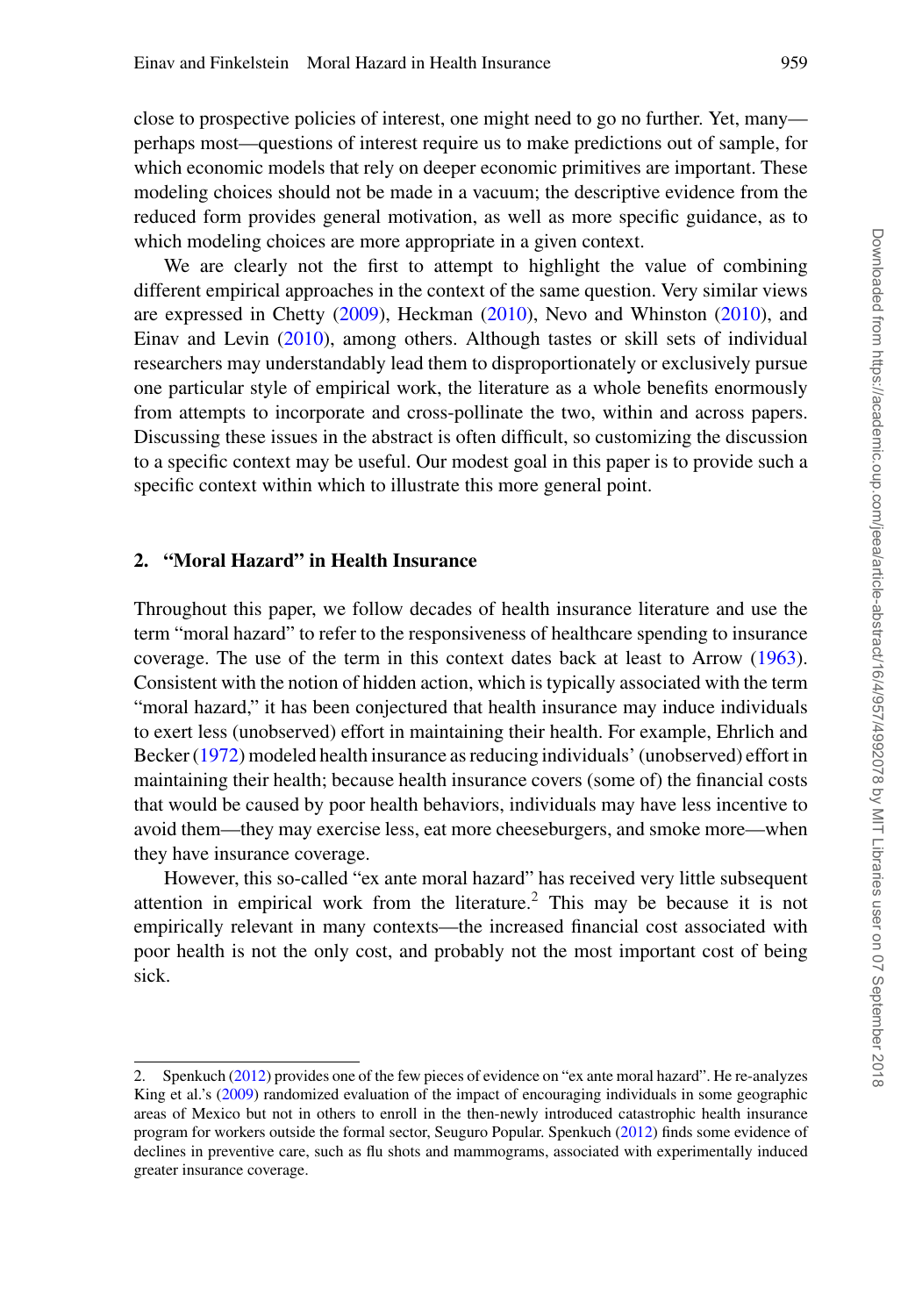close to prospective policies of interest, one might need to go no further. Yet, many—perhaps most—questions of interest require us to make predictions out of sample, for which economic models that rely on deeper economic primitives are important. These modeling choices should not be made in a vacuum; the descriptive evidence from the reduced form provides general motivation, as well as more specific guidance, as to which modeling choices are more appropriate in a given context.

We are clearly not the first to attempt to highlight the value of combining different empirical approaches in the context of the same question. Very similar views are expressed in Chetty (2009), Heckman (2010), Nevo and Whinston (2010), and Einav and Levin (2010), among others. Although tastes or skill sets of individual researchers may understandably lead them to disproportionately or exclusively pursue one particular style of empirical work, the literature as a whole benefits enormously from attempts to incorporate and cross-pollinate the two, within and across papers. Discussing these issues in the abstract is often difficult, so customizing the discussion to a specific context may be useful. Our modest goal in this paper is to provide such a specific context within which to illustrate this more general point.

## 2. "Moral Hazard" in Health Insurance

Throughout this paper, we follow decades of health insurance literature and use the term "moral hazard" to refer to the responsiveness of healthcare spending to insurance coverage. The use of the term in this context dates back at least to Arrow (1963). Consistent with the notion of hidden action, which is typically associated with the term "moral hazard," it has been conjectured that health insurance may induce individuals to exert less (unobserved) effort in maintaining their health. For example, Ehrlich and Becker (1972) modeled health insurance as reducing individuals' (unobserved) effort in maintaining their health; because health insurance covers (some of) the financial costs that would be caused by poor health behaviors, individuals may have less incentive to avoid them—they may exercise less, eat more cheeseburgers, and smoke more—when they have insurance coverage.

However, this so-called "ex ante moral hazard" has received very little subsequent attention in empirical work from the literature.[2] This may be because it is not empirically relevant in many contexts—the increased financial cost associated with poor health is not the only cost, and probably not the most important cost of being sick.

2. Spenkuch (2012) provides one of the few pieces of evidence on "ex ante moral hazard". He re-analyzes King et al.'s (2009) randomized evaluation of the impact of encouraging individuals in some geographic areas of Mexico but not in others to enroll in the then-newly introduced catastrophic health insurance program for workers outside the formal sector, Seuguro Popular. Spenkuch (2012) finds some evidence of declines in preventive care, such as flu shots and mammograms, associated with experimentally induced greater insurance coverage.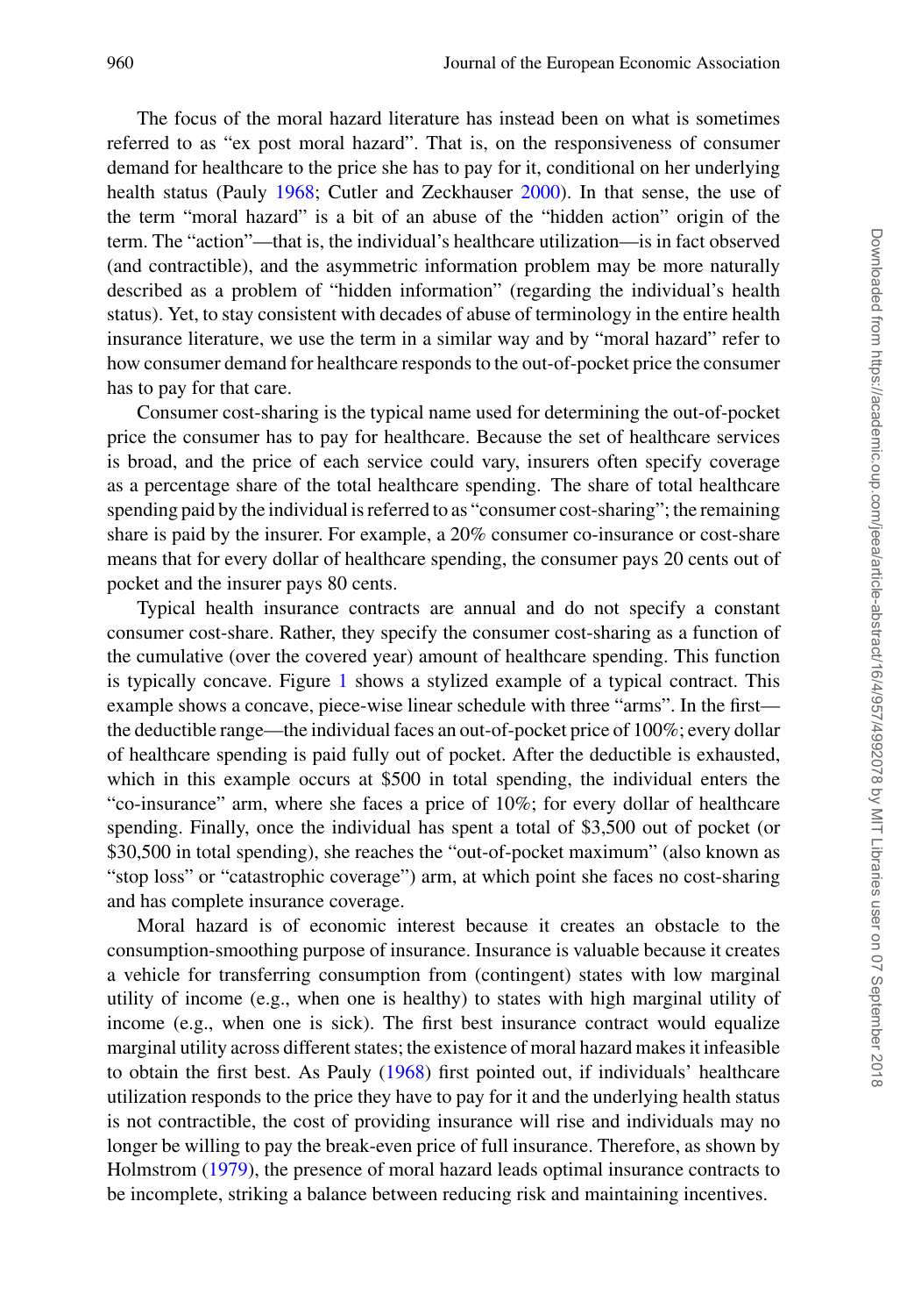The focus of the moral hazard literature has instead been on what is sometimes referred to as "ex post moral hazard". That is, on the responsiveness of consumer demand for healthcare to the price she has to pay for it, conditional on her underlying health status (Pauly 1968; Cutler and Zeckhauser 2000). In that sense, the use of the term "moral hazard" is a bit of an abuse of the "hidden action" origin of the term. The "action"—that is, the individual's healthcare utilization—is in fact observed (and contractible), and the asymmetric information problem may be more naturally described as a problem of "hidden information" (regarding the individual's health status). Yet, to stay consistent with decades of abuse of terminology in the entire health insurance literature, we use the term in a similar way and by "moral hazard" refer to how consumer demand for healthcare responds to the out-of-pocket price the consumer has to pay for that care.

Consumer cost-sharing is the typical name used for determining the out-of-pocket price the consumer has to pay for healthcare. Because the set of healthcare services is broad, and the price of each service could vary, insurers often specify coverage as a percentage share of the total healthcare spending. The share of total healthcare spending paid by the individual is referred to as "consumer cost-sharing"; the remaining share is paid by the insurer. For example, a 20% consumer co-insurance or cost-share means that for every dollar of healthcare spending, the consumer pays 20 cents out of pocket and the insurer pays 80 cents.

Typical health insurance contracts are annual and do not specify a constant consumer cost-share. Rather, they specify the consumer cost-sharing as a function of the cumulative (over the covered year) amount of healthcare spending. This function is typically concave. Figure 1 shows a stylized example of a typical contract. This example shows a concave, piece-wise linear schedule with three "arms". In the first—the deductible range—the individual faces an out-of-pocket price of 100%; every dollar of healthcare spending is paid fully out of pocket. After the deductible is exhausted, which in this example occurs at $500 in total spending, the individual enters the "co-insurance" arm, where she faces a price of 10%; for every dollar of healthcare spending. Finally, once the individual has spent a total of $3,500 out of pocket (or $30,500 in total spending), she reaches the "out-of-pocket maximum" (also known as "stop loss" or "catastrophic coverage") arm, at which point she faces no cost-sharing and has complete insurance coverage.

Moral hazard is of economic interest because it creates an obstacle to the consumption-smoothing purpose of insurance. Insurance is valuable because it creates a vehicle for transferring consumption from (contingent) states with low marginal utility of income (e.g., when one is healthy) to states with high marginal utility of income (e.g., when one is sick). The first best insurance contract would equalize marginal utility across different states; the existence of moral hazard makes it infeasible to obtain the first best. As Pauly (1968) first pointed out, if individuals' healthcare utilization responds to the price they have to pay for it and the underlying health status is not contractible, the cost of providing insurance will rise and individuals may no longer be willing to pay the break-even price of full insurance. Therefore, as shown by Holmstrom (1979), the presence of moral hazard leads optimal insurance contracts to be incomplete, striking a balance between reducing risk and maintaining incentives.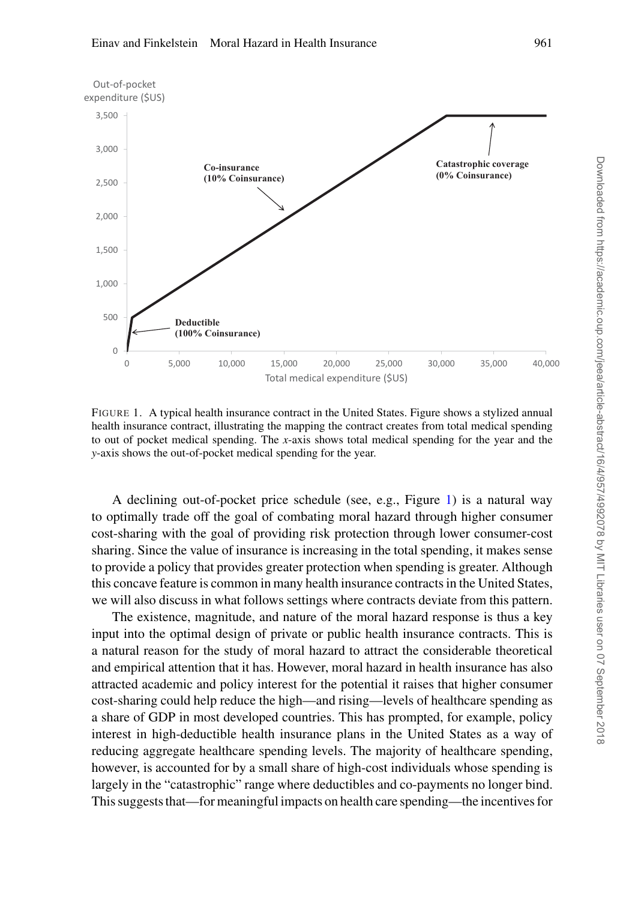Out-of-pocket expenditure ($US)

3,500

3,000

2,500

2,000

1,500

1,000

500

0

0 5,000 10,000 15,000 20,000 25,000 30,000 35,000 40,000

Total medical expenditure ($US)

**Co-insurance (10% Coinsurance)**

**Catastrophic coverage (0% Coinsurance)**

**Deductible (100% Coinsurance)**

FIGURE 1. A typical health insurance contract in the United States. Figure shows a stylized annual health insurance contract, illustrating the mapping the contract creates from total medical spending to out of pocket medical spending. The *x*-axis shows total medical spending for the year and the *y*-axis shows the out-of-pocket medical spending for the year.

A declining out-of-pocket price schedule (see, e.g., Figure 1) is a natural way to optimally trade off the goal of combating moral hazard through higher consumer cost-sharing with the goal of providing risk protection through lower consumer-cost sharing. Since the value of insurance is increasing in the total spending, it makes sense to provide a policy that provides greater protection when spending is greater. Although this concave feature is common in many health insurance contracts in the United States, we will also discuss in what follows settings where contracts deviate from this pattern.

The existence, magnitude, and nature of the moral hazard response is thus a key input into the optimal design of private or public health insurance contracts. This is a natural reason for the study of moral hazard to attract the considerable theoretical and empirical attention that it has. However, moral hazard in health insurance has also attracted academic and policy interest for the potential it raises that higher consumer cost-sharing could help reduce the high—and rising—levels of healthcare spending as a share of GDP in most developed countries. This has prompted, for example, policy interest in high-deductible health insurance plans in the United States as a way of reducing aggregate healthcare spending levels. The majority of healthcare spending, however, is accounted for by a small share of high-cost individuals whose spending is largely in the "catastrophic" range where deductibles and co-payments no longer bind. This suggests that—for meaningful impacts on health care spending—the incentives for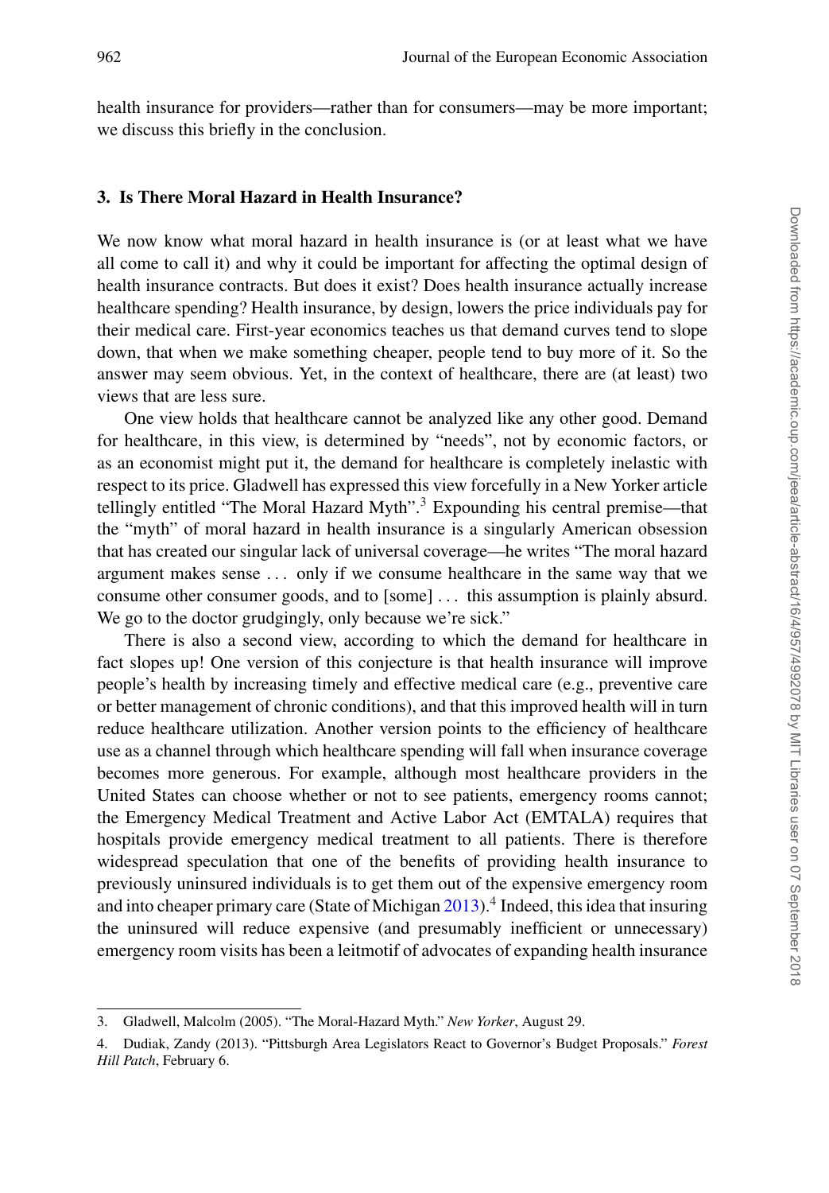health insurance for providers—rather than for consumers—may be more important; we discuss this briefly in the conclusion.

## 3. Is There Moral Hazard in Health Insurance?

We now know what moral hazard in health insurance is (or at least what we have all come to call it) and why it could be important for affecting the optimal design of health insurance contracts. But does it exist? Does health insurance actually increase healthcare spending? Health insurance, by design, lowers the price individuals pay for their medical care. First-year economics teaches us that demand curves tend to slope down, that when we make something cheaper, people tend to buy more of it. So the answer may seem obvious. Yet, in the context of healthcare, there are (at least) two views that are less sure.

One view holds that healthcare cannot be analyzed like any other good. Demand for healthcare, in this view, is determined by "needs", not by economic factors, or as an economist might put it, the demand for healthcare is completely inelastic with respect to its price. Gladwell has expressed this view forcefully in a New Yorker article tellingly entitled "The Moral Hazard Myth".[3] Expounding his central premise—that the "myth" of moral hazard in health insurance is a singularly American obsession that has created our singular lack of universal coverage—he writes "The moral hazard argument makes sense ... only if we consume healthcare in the same way that we consume other consumer goods, and to [some] ... this assumption is plainly absurd. We go to the doctor grudgingly, only because we're sick."

There is also a second view, according to which the demand for healthcare in fact slopes up! One version of this conjecture is that health insurance will improve people's health by increasing timely and effective medical care (e.g., preventive care or better management of chronic conditions), and that this improved health will in turn reduce healthcare utilization. Another version points to the efficiency of healthcare use as a channel through which healthcare spending will fall when insurance coverage becomes more generous. For example, although most healthcare providers in the United States can choose whether or not to see patients, emergency rooms cannot; the Emergency Medical Treatment and Active Labor Act (EMTALA) requires that hospitals provide emergency medical treatment to all patients. There is therefore widespread speculation that one of the benefits of providing health insurance to previously uninsured individuals is to get them out of the expensive emergency room and into cheaper primary care (State of Michigan 2013).[4] Indeed, this idea that insuring the uninsured will reduce expensive (and presumably inefficient or unnecessary) emergency room visits has been a leitmotif of advocates of expanding health insurance

3. Gladwell, Malcolm (2005). "The Moral-Hazard Myth." *New Yorker*, August 29.

4. Dudiak, Zandy (2013). "Pittsburgh Area Legislators React to Governor's Budget Proposals." *Forest Hill Patch*, February 6.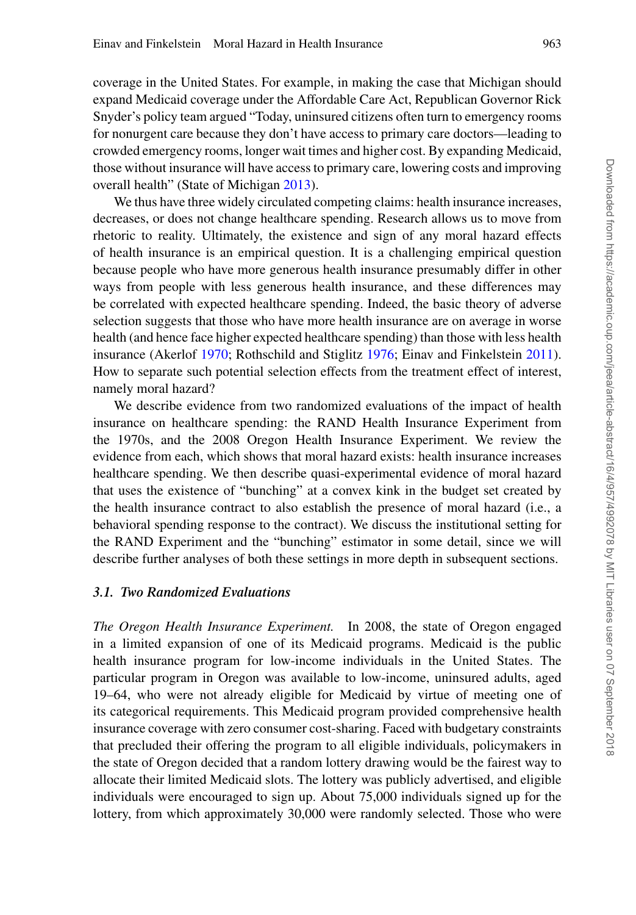coverage in the United States. For example, in making the case that Michigan should expand Medicaid coverage under the Affordable Care Act, Republican Governor Rick Snyder's policy team argued "Today, uninsured citizens often turn to emergency rooms for nonurgent care because they don't have access to primary care doctors—leading to crowded emergency rooms, longer wait times and higher cost. By expanding Medicaid, those without insurance will have access to primary care, lowering costs and improving overall health" (State of Michigan 2013).

We thus have three widely circulated competing claims: health insurance increases, decreases, or does not change healthcare spending. Research allows us to move from rhetoric to reality. Ultimately, the existence and sign of any moral hazard effects of health insurance is an empirical question. It is a challenging empirical question because people who have more generous health insurance presumably differ in other ways from people with less generous health insurance, and these differences may be correlated with expected healthcare spending. Indeed, the basic theory of adverse selection suggests that those who have more health insurance are on average in worse health (and hence face higher expected healthcare spending) than those with less health insurance (Akerlof 1970; Rothschild and Stiglitz 1976; Einav and Finkelstein 2011). How to separate such potential selection effects from the treatment effect of interest, namely moral hazard?

We describe evidence from two randomized evaluations of the impact of health insurance on healthcare spending: the RAND Health Insurance Experiment from the 1970s, and the 2008 Oregon Health Insurance Experiment. We review the evidence from each, which shows that moral hazard exists: health insurance increases healthcare spending. We then describe quasi-experimental evidence of moral hazard that uses the existence of "bunching" at a convex kink in the budget set created by the health insurance contract to also establish the presence of moral hazard (i.e., a behavioral spending response to the contract). We discuss the institutional setting for the RAND Experiment and the "bunching" estimator in some detail, since we will describe further analyses of both these settings in more depth in subsequent sections.

### *3.1. Two Randomized Evaluations*

*The Oregon Health Insurance Experiment.* In 2008, the state of Oregon engaged in a limited expansion of one of its Medicaid programs. Medicaid is the public health insurance program for low-income individuals in the United States. The particular program in Oregon was available to low-income, uninsured adults, aged 19–64, who were not already eligible for Medicaid by virtue of meeting one of its categorical requirements. This Medicaid program provided comprehensive health insurance coverage with zero consumer cost-sharing. Faced with budgetary constraints that precluded their offering the program to all eligible individuals, policymakers in the state of Oregon decided that a random lottery drawing would be the fairest way to allocate their limited Medicaid slots. The lottery was publicly advertised, and eligible individuals were encouraged to sign up. About 75,000 individuals signed up for the lottery, from which approximately 30,000 were randomly selected. Those who were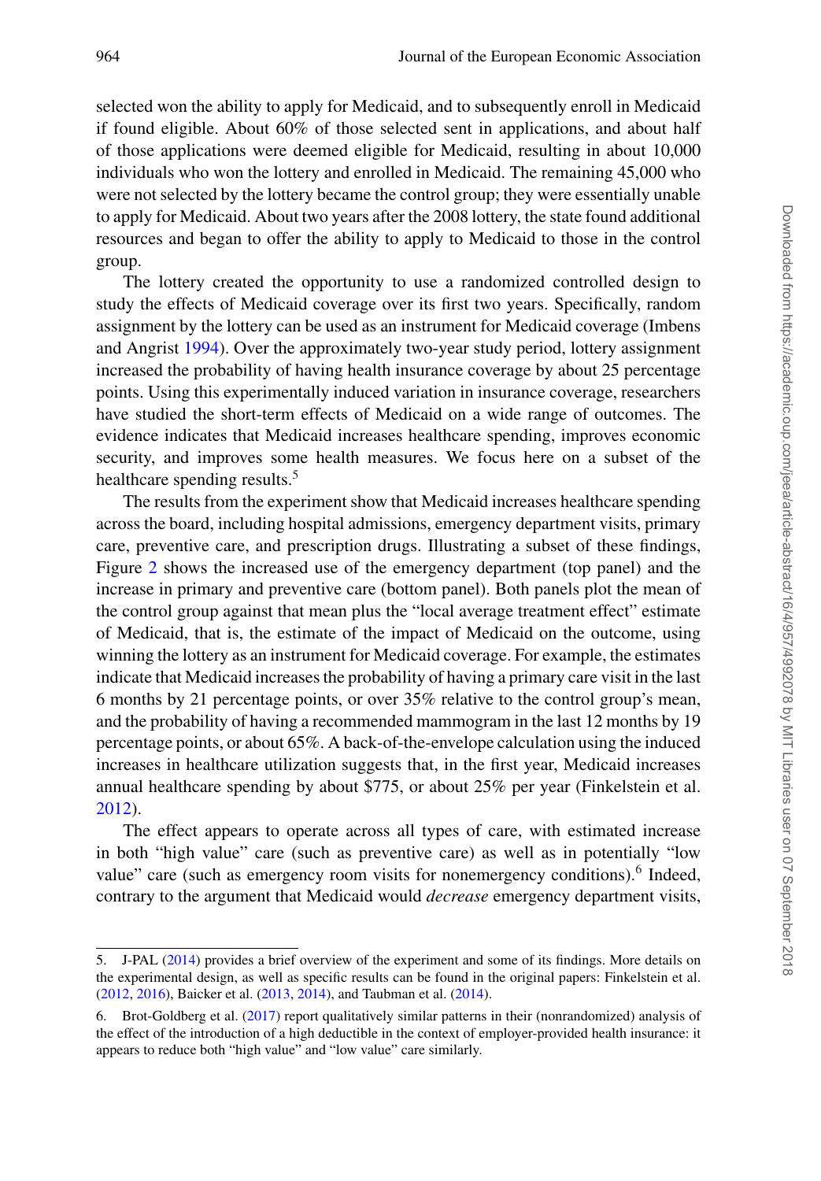selected won the ability to apply for Medicaid, and to subsequently enroll in Medicaid if found eligible. About 60% of those selected sent in applications, and about half of those applications were deemed eligible for Medicaid, resulting in about 10,000 individuals who won the lottery and enrolled in Medicaid. The remaining 45,000 who were not selected by the lottery became the control group; they were essentially unable to apply for Medicaid. About two years after the 2008 lottery, the state found additional resources and began to offer the ability to apply to Medicaid to those in the control group.

The lottery created the opportunity to use a randomized controlled design to study the effects of Medicaid coverage over its first two years. Specifically, random assignment by the lottery can be used as an instrument for Medicaid coverage (Imbens and Angrist 1994). Over the approximately two-year study period, lottery assignment increased the probability of having health insurance coverage by about 25 percentage points. Using this experimentally induced variation in insurance coverage, researchers have studied the short-term effects of Medicaid on a wide range of outcomes. The evidence indicates that Medicaid increases healthcare spending, improves economic security, and improves some health measures. We focus here on a subset of the healthcare spending results.[5]

The results from the experiment show that Medicaid increases healthcare spending across the board, including hospital admissions, emergency department visits, primary care, preventive care, and prescription drugs. Illustrating a subset of these findings, Figure 2 shows the increased use of the emergency department (top panel) and the increase in primary and preventive care (bottom panel). Both panels plot the mean of the control group against that mean plus the "local average treatment effect" estimate of Medicaid, that is, the estimate of the impact of Medicaid on the outcome, using winning the lottery as an instrument for Medicaid coverage. For example, the estimates indicate that Medicaid increases the probability of having a primary care visit in the last 6 months by 21 percentage points, or over 35% relative to the control group's mean, and the probability of having a recommended mammogram in the last 12 months by 19 percentage points, or about 65%. A back-of-the-envelope calculation using the induced increases in healthcare utilization suggests that, in the first year, Medicaid increases annual healthcare spending by about \$775, or about 25% per year (Finkelstein et al. 2012).

The effect appears to operate across all types of care, with estimated increase in both "high value" care (such as preventive care) as well as in potentially "low value" care (such as emergency room visits for nonemergency conditions).[6] Indeed, contrary to the argument that Medicaid would *decrease* emergency department visits,

---

5. J-PAL (2014) provides a brief overview of the experiment and some of its findings. More details on the experimental design, as well as specific results can be found in the original papers: Finkelstein et al. (2012, 2016), Baicker et al. (2013, 2014), and Taubman et al. (2014).

6. Brot-Goldberg et al. (2017) report qualitatively similar patterns in their (nonrandomized) analysis of the effect of the introduction of a high deductible in the context of employer-provided health insurance: it appears to reduce both "high value" and "low value" care similarly.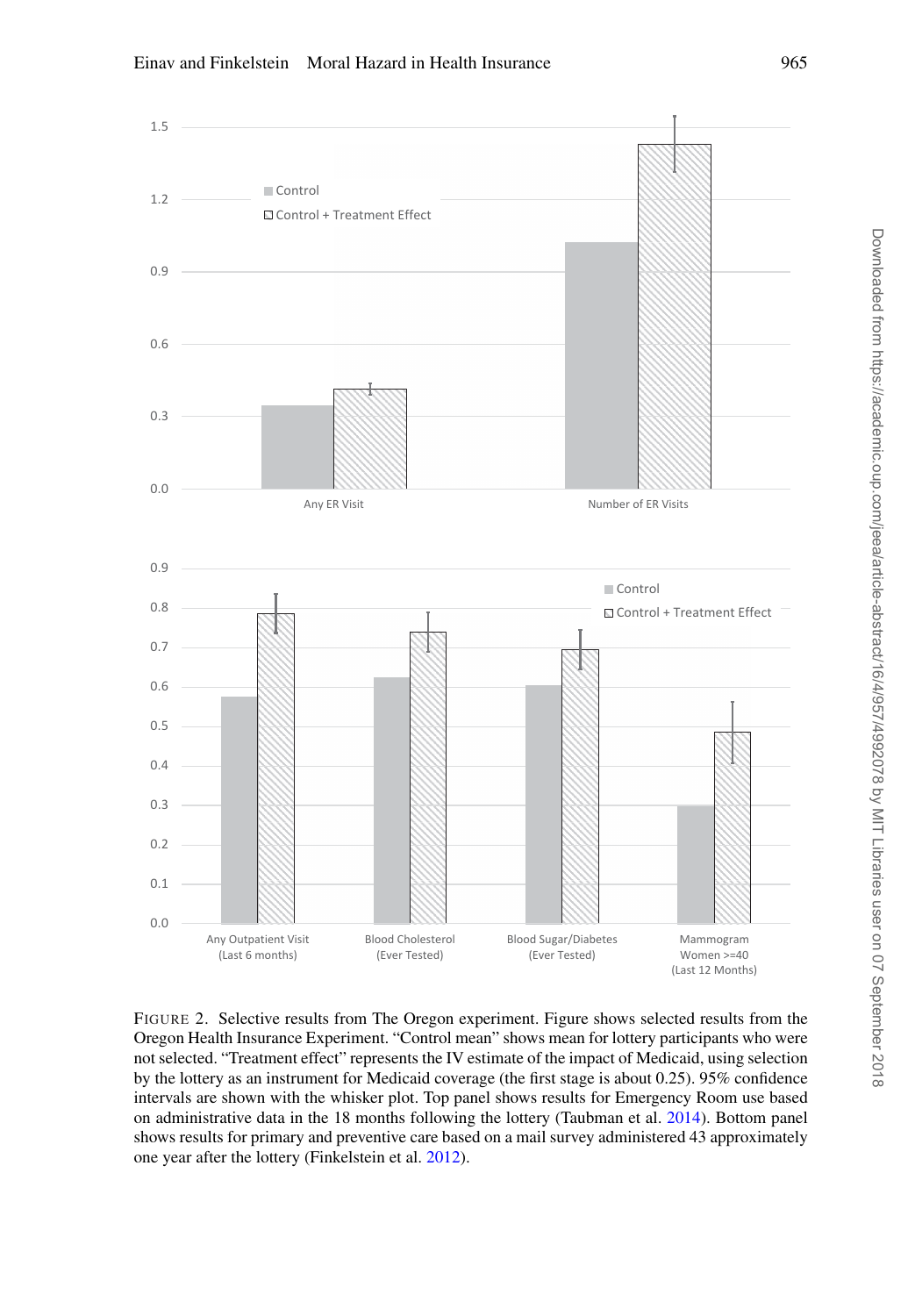FIGURE 2. Selective results from The Oregon experiment. Figure shows selected results from the Oregon Health Insurance Experiment. "Control mean" shows mean for lottery participants who were not selected. "Treatment effect" represents the IV estimate of the impact of Medicaid, using selection by the lottery as an instrument for Medicaid coverage (the first stage is about 0.25). 95% confidence intervals are shown with the whisker plot. Top panel shows results for Emergency Room use based on administrative data in the 18 months following the lottery (Taubman et al. 2014). Bottom panel shows results for primary and preventive care based on a mail survey administered 43 approximately one year after the lottery (Finkelstein et al. 2012).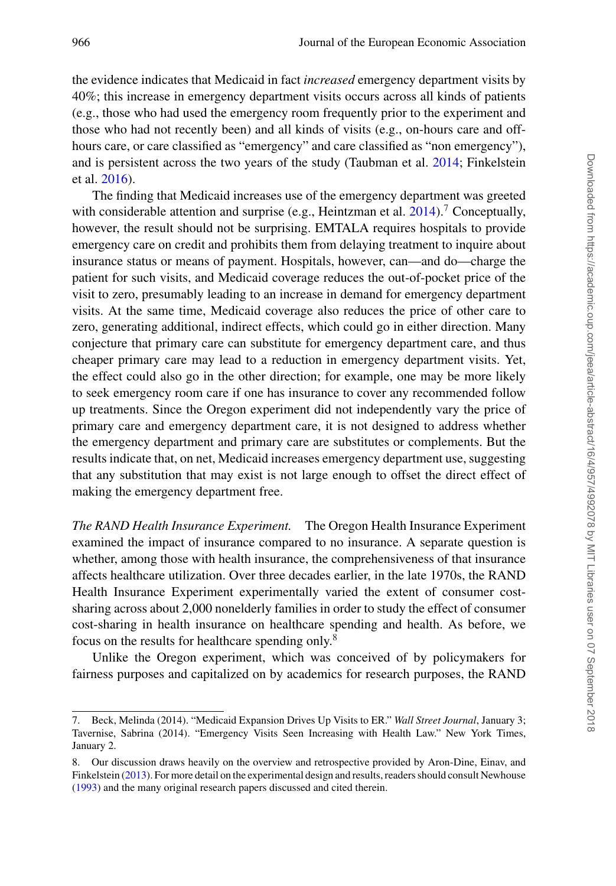the evidence indicates that Medicaid in fact *increased* emergency department visits by 40%; this increase in emergency department visits occurs across all kinds of patients (e.g., those who had used the emergency room frequently prior to the experiment and those who had not recently been) and all kinds of visits (e.g., on-hours care and off-hours care, or care classified as "emergency" and care classified as "non emergency"), and is persistent across the two years of the study (Taubman et al. 2014; Finkelstein et al. 2016).

The finding that Medicaid increases use of the emergency department was greeted with considerable attention and surprise (e.g., Heintzman et al. 2014).[7] Conceptually, however, the result should not be surprising. EMTALA requires hospitals to provide emergency care on credit and prohibits them from delaying treatment to inquire about insurance status or means of payment. Hospitals, however, can—and do—charge the patient for such visits, and Medicaid coverage reduces the out-of-pocket price of the visit to zero, presumably leading to an increase in demand for emergency department visits. At the same time, Medicaid coverage also reduces the price of other care to zero, generating additional, indirect effects, which could go in either direction. Many conjecture that primary care can substitute for emergency department care, and thus cheaper primary care may lead to a reduction in emergency department visits. Yet, the effect could also go in the other direction; for example, one may be more likely to seek emergency room care if one has insurance to cover any recommended follow up treatments. Since the Oregon experiment did not independently vary the price of primary care and emergency department care, it is not designed to address whether the emergency department and primary care are substitutes or complements. But the results indicate that, on net, Medicaid increases emergency department use, suggesting that any substitution that may exist is not large enough to offset the direct effect of making the emergency department free.

*The RAND Health Insurance Experiment.* The Oregon Health Insurance Experiment examined the impact of insurance compared to no insurance. A separate question is whether, among those with health insurance, the comprehensiveness of that insurance affects healthcare utilization. Over three decades earlier, in the late 1970s, the RAND Health Insurance Experiment experimentally varied the extent of consumer cost-sharing across about 2,000 nonelderly families in order to study the effect of consumer cost-sharing in health insurance on healthcare spending and health. As before, we focus on the results for healthcare spending only.[8]

Unlike the Oregon experiment, which was conceived of by policymakers for fairness purposes and capitalized on by academics for research purposes, the RAND

---

7. Beck, Melinda (2014). "Medicaid Expansion Drives Up Visits to ER." *Wall Street Journal*, January 3; Tavernise, Sabrina (2014). "Emergency Visits Seen Increasing with Health Law." New York Times, January 2.

8. Our discussion draws heavily on the overview and retrospective provided by Aron-Dine, Einav, and Finkelstein (2013). For more detail on the experimental design and results, readers should consult Newhouse (1993) and the many original research papers discussed and cited therein.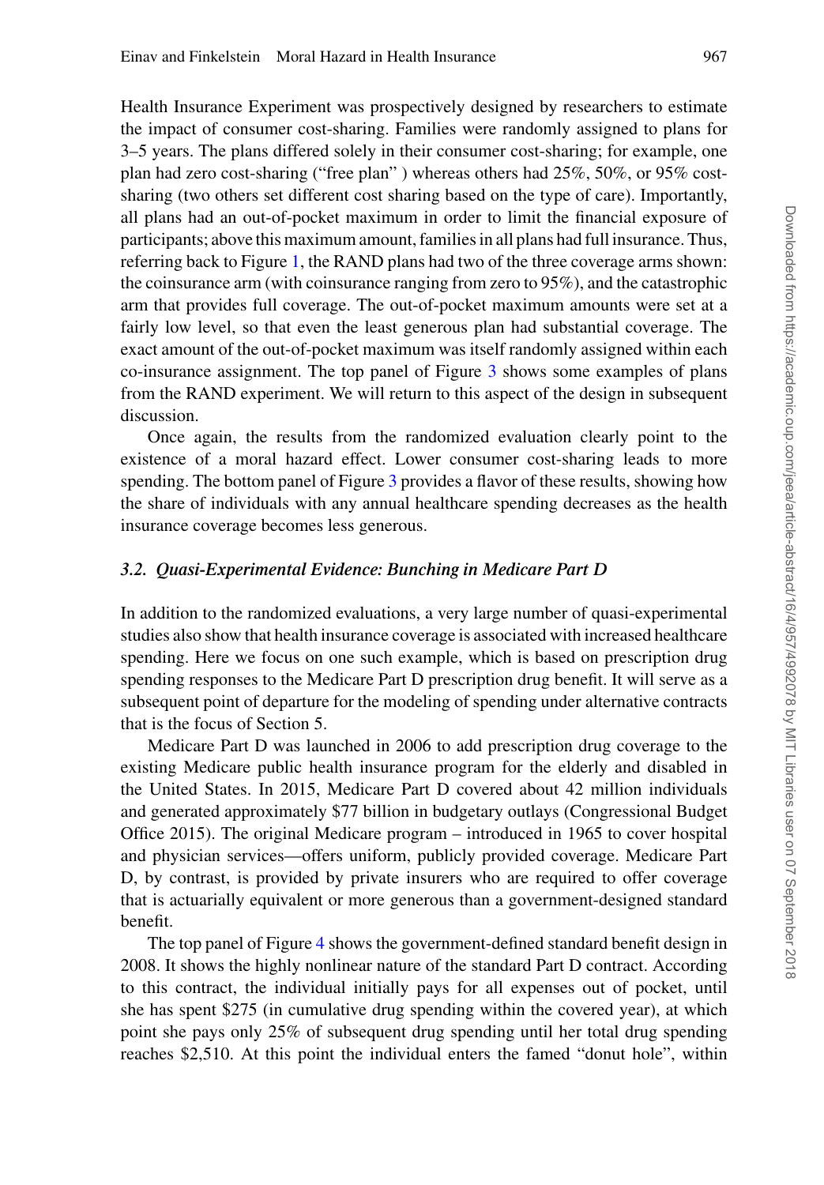Health Insurance Experiment was prospectively designed by researchers to estimate the impact of consumer cost-sharing. Families were randomly assigned to plans for 3–5 years. The plans differed solely in their consumer cost-sharing; for example, one plan had zero cost-sharing ("free plan" ) whereas others had 25%, 50%, or 95% cost-sharing (two others set different cost sharing based on the type of care). Importantly, all plans had an out-of-pocket maximum in order to limit the financial exposure of participants; above this maximum amount, families in all plans had full insurance. Thus, referring back to Figure 1, the RAND plans had two of the three coverage arms shown: the coinsurance arm (with coinsurance ranging from zero to 95%), and the catastrophic arm that provides full coverage. The out-of-pocket maximum amounts were set at a fairly low level, so that even the least generous plan had substantial coverage. The exact amount of the out-of-pocket maximum was itself randomly assigned within each co-insurance assignment. The top panel of Figure 3 shows some examples of plans from the RAND experiment. We will return to this aspect of the design in subsequent discussion.

Once again, the results from the randomized evaluation clearly point to the existence of a moral hazard effect. Lower consumer cost-sharing leads to more spending. The bottom panel of Figure 3 provides a flavor of these results, showing how the share of individuals with any annual healthcare spending decreases as the health insurance coverage becomes less generous.

### *3.2. Quasi-Experimental Evidence: Bunching in Medicare Part D*

In addition to the randomized evaluations, a very large number of quasi-experimental studies also show that health insurance coverage is associated with increased healthcare spending. Here we focus on one such example, which is based on prescription drug spending responses to the Medicare Part D prescription drug benefit. It will serve as a subsequent point of departure for the modeling of spending under alternative contracts that is the focus of Section 5.

Medicare Part D was launched in 2006 to add prescription drug coverage to the existing Medicare public health insurance program for the elderly and disabled in the United States. In 2015, Medicare Part D covered about 42 million individuals and generated approximately $77 billion in budgetary outlays (Congressional Budget Office 2015). The original Medicare program – introduced in 1965 to cover hospital and physician services—offers uniform, publicly provided coverage. Medicare Part D, by contrast, is provided by private insurers who are required to offer coverage that is actuarially equivalent or more generous than a government-designed standard benefit.

The top panel of Figure 4 shows the government-defined standard benefit design in 2008. It shows the highly nonlinear nature of the standard Part D contract. According to this contract, the individual initially pays for all expenses out of pocket, until she has spent $275 (in cumulative drug spending within the covered year), at which point she pays only 25% of subsequent drug spending until her total drug spending reaches $2,510. At this point the individual enters the famed "donut hole", within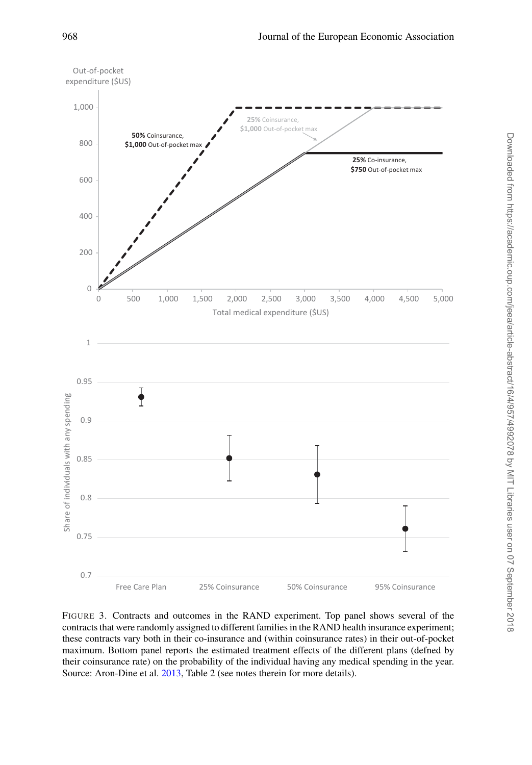FIGURE 3. Contracts and outcomes in the RAND experiment. Top panel shows several of the contracts that were randomly assigned to different families in the RAND health insurance experiment; these contracts vary both in their co-insurance and (within coinsurance rates) in their out-of-pocket maximum. Bottom panel reports the estimated treatment effects of the different plans (defned by their coinsurance rate) on the probability of the individual having any medical spending in the year. Source: Aron-Dine et al. 2013, Table 2 (see notes therein for more details).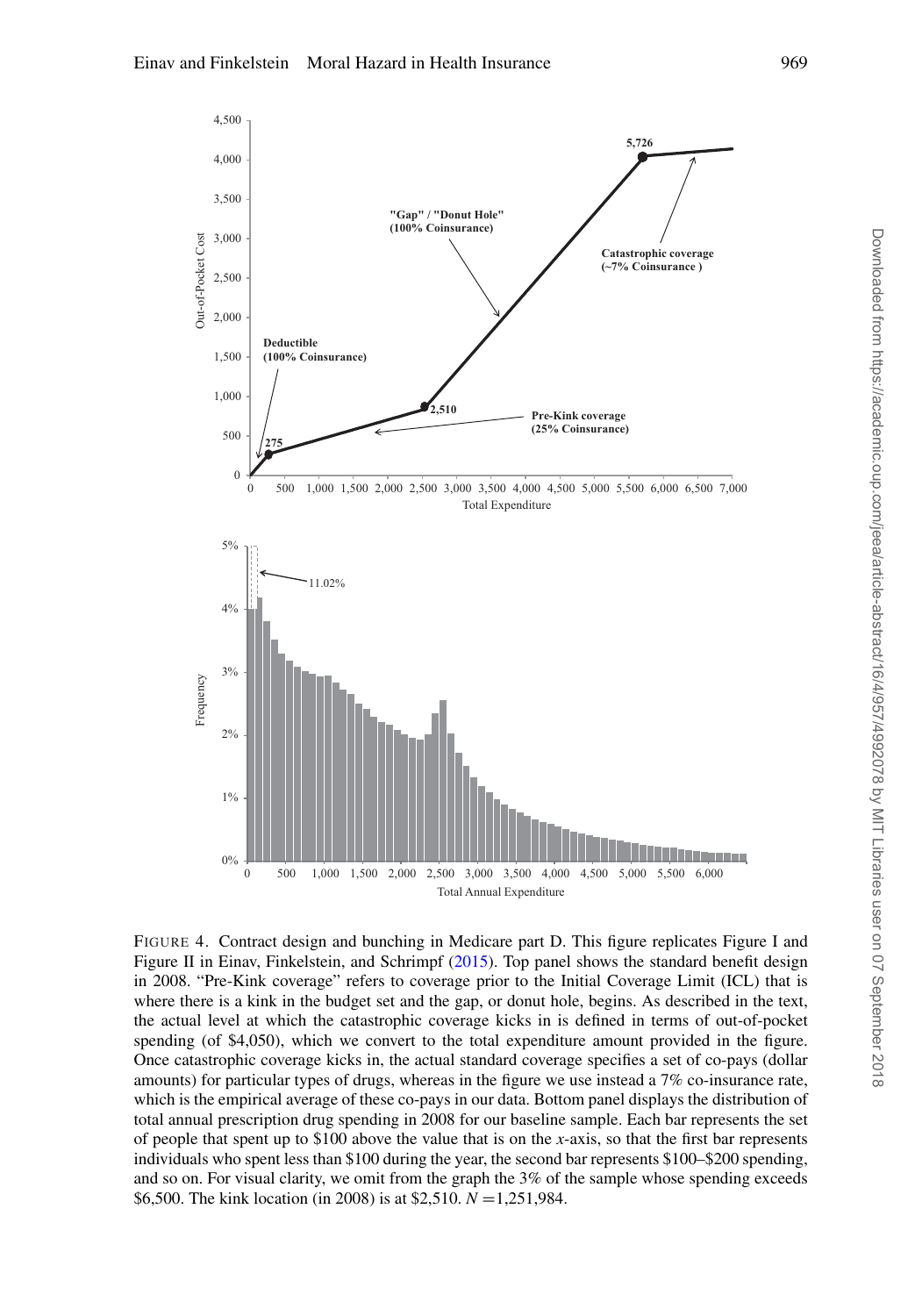FIGURE 4. Contract design and bunching in Medicare part D. This figure replicates Figure I and Figure II in Einav, Finkelstein, and Schrimpf (2015). Top panel shows the standard benefit design in 2008. "Pre-Kink coverage" refers to coverage prior to the Initial Coverage Limit (ICL) that is where there is a kink in the budget set and the gap, or donut hole, begins. As described in the text, the actual level at which the catastrophic coverage kicks in is defined in terms of out-of-pocket spending (of \$4,050), which we convert to the total expenditure amount provided in the figure. Once catastrophic coverage kicks in, the actual standard coverage specifies a set of co-pays (dollar amounts) for particular types of drugs, whereas in the figure we use instead a 7% co-insurance rate, which is the empirical average of these co-pays in our data. Bottom panel displays the distribution of total annual prescription drug spending in 2008 for our baseline sample. Each bar represents the set of people that spent up to \$100 above the value that is on the *x*-axis, so that the first bar represents individuals who spent less than \$100 during the year, the second bar represents \$100–\$200 spending, and so on. For visual clarity, we omit from the graph the 3% of the sample whose spending exceeds \$6,500. The kink location (in 2008) is at \$2,510. $N = 1{,}251{,}984$.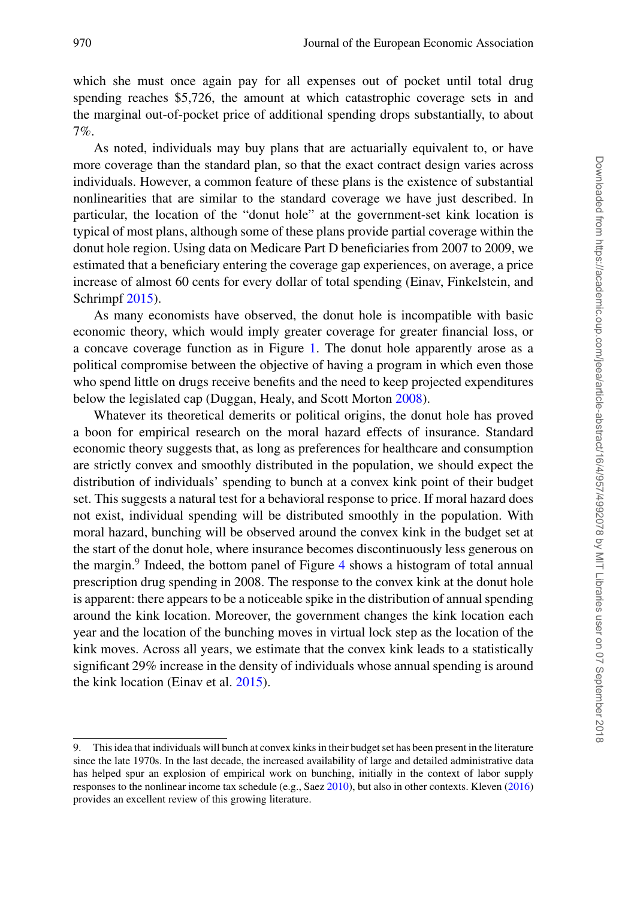which she must once again pay for all expenses out of pocket until total drug spending reaches $5,726, the amount at which catastrophic coverage sets in and the marginal out-of-pocket price of additional spending drops substantially, to about 7%.

As noted, individuals may buy plans that are actuarially equivalent to, or have more coverage than the standard plan, so that the exact contract design varies across individuals. However, a common feature of these plans is the existence of substantial nonlinearities that are similar to the standard coverage we have just described. In particular, the location of the "donut hole" at the government-set kink location is typical of most plans, although some of these plans provide partial coverage within the donut hole region. Using data on Medicare Part D beneficiaries from 2007 to 2009, we estimated that a beneficiary entering the coverage gap experiences, on average, a price increase of almost 60 cents for every dollar of total spending (Einav, Finkelstein, and Schrimpf 2015).

As many economists have observed, the donut hole is incompatible with basic economic theory, which would imply greater coverage for greater financial loss, or a concave coverage function as in Figure 1. The donut hole apparently arose as a political compromise between the objective of having a program in which even those who spend little on drugs receive benefits and the need to keep projected expenditures below the legislated cap (Duggan, Healy, and Scott Morton 2008).

Whatever its theoretical demerits or political origins, the donut hole has proved a boon for empirical research on the moral hazard effects of insurance. Standard economic theory suggests that, as long as preferences for healthcare and consumption are strictly convex and smoothly distributed in the population, we should expect the distribution of individuals' spending to bunch at a convex kink point of their budget set. This suggests a natural test for a behavioral response to price. If moral hazard does not exist, individual spending will be distributed smoothly in the population. With moral hazard, bunching will be observed around the convex kink in the budget set at the start of the donut hole, where insurance becomes discontinuously less generous on the margin.[9] Indeed, the bottom panel of Figure 4 shows a histogram of total annual prescription drug spending in 2008. The response to the convex kink at the donut hole is apparent: there appears to be a noticeable spike in the distribution of annual spending around the kink location. Moreover, the government changes the kink location each year and the location of the bunching moves in virtual lock step as the location of the kink moves. Across all years, we estimate that the convex kink leads to a statistically significant 29% increase in the density of individuals whose annual spending is around the kink location (Einav et al. 2015).

9. This idea that individuals will bunch at convex kinks in their budget set has been present in the literature since the late 1970s. In the last decade, the increased availability of large and detailed administrative data has helped spur an explosion of empirical work on bunching, initially in the context of labor supply responses to the nonlinear income tax schedule (e.g., Saez 2010), but also in other contexts. Kleven (2016) provides an excellent review of this growing literature.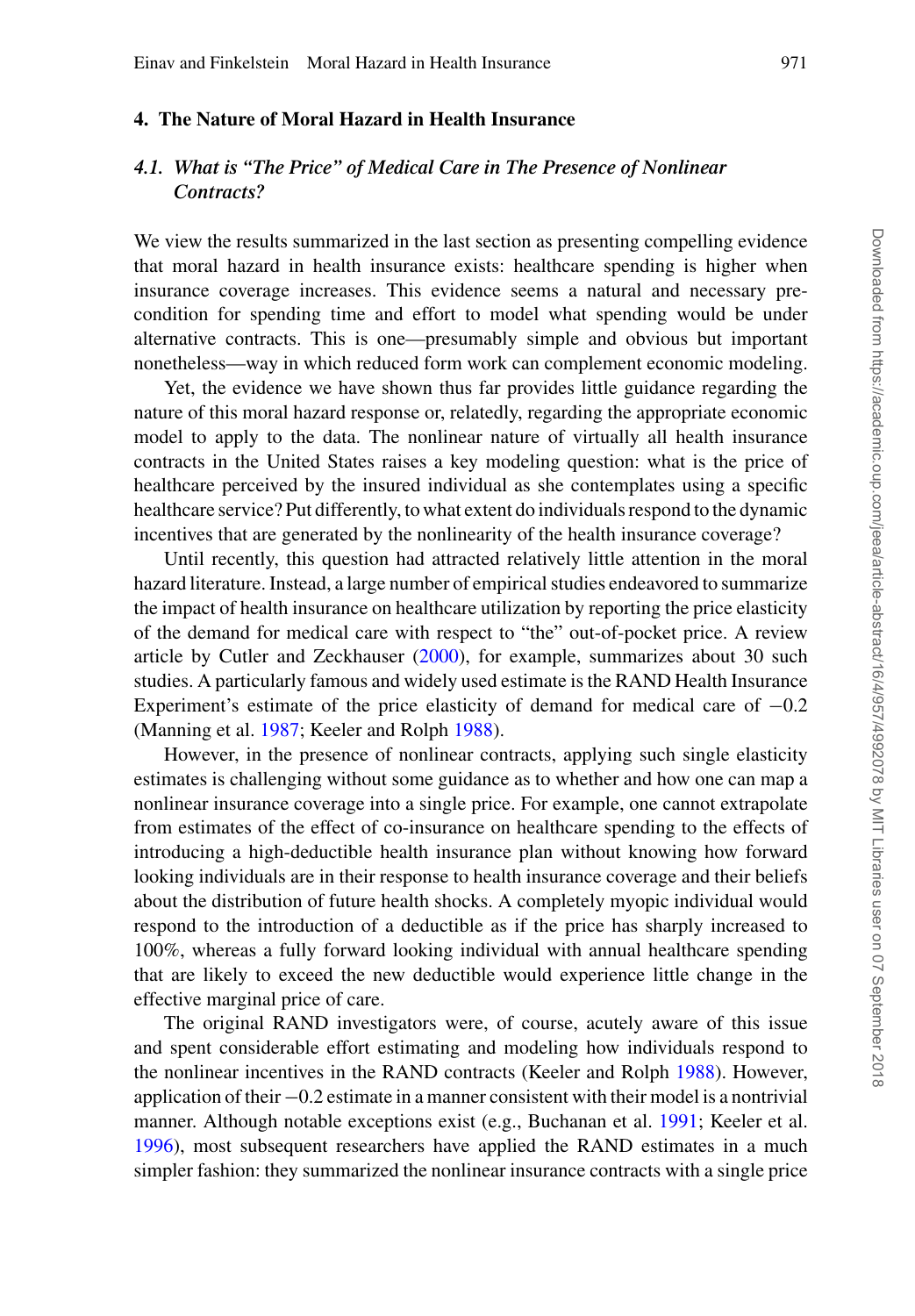## 4. The Nature of Moral Hazard in Health Insurance

### 4.1. *What is "The Price" of Medical Care in The Presence of Nonlinear Contracts?*

We view the results summarized in the last section as presenting compelling evidence that moral hazard in health insurance exists: healthcare spending is higher when insurance coverage increases. This evidence seems a natural and necessary precondition for spending time and effort to model what spending would be under alternative contracts. This is one—presumably simple and obvious but important nonetheless—way in which reduced form work can complement economic modeling.

Yet, the evidence we have shown thus far provides little guidance regarding the nature of this moral hazard response or, relatedly, regarding the appropriate economic model to apply to the data. The nonlinear nature of virtually all health insurance contracts in the United States raises a key modeling question: what is the price of healthcare perceived by the insured individual as she contemplates using a specific healthcare service? Put differently, to what extent do individuals respond to the dynamic incentives that are generated by the nonlinearity of the health insurance coverage?

Until recently, this question had attracted relatively little attention in the moral hazard literature. Instead, a large number of empirical studies endeavored to summarize the impact of health insurance on healthcare utilization by reporting the price elasticity of the demand for medical care with respect to "the" out-of-pocket price. A review article by Cutler and Zeckhauser (2000), for example, summarizes about 30 such studies. A particularly famous and widely used estimate is the RAND Health Insurance Experiment's estimate of the price elasticity of demand for medical care of $-0.2$ (Manning et al. 1987; Keeler and Rolph 1988).

However, in the presence of nonlinear contracts, applying such single elasticity estimates is challenging without some guidance as to whether and how one can map a nonlinear insurance coverage into a single price. For example, one cannot extrapolate from estimates of the effect of co-insurance on healthcare spending to the effects of introducing a high-deductible health insurance plan without knowing how forward looking individuals are in their response to health insurance coverage and their beliefs about the distribution of future health shocks. A completely myopic individual would respond to the introduction of a deductible as if the price has sharply increased to 100%, whereas a fully forward looking individual with annual healthcare spending that are likely to exceed the new deductible would experience little change in the effective marginal price of care.

The original RAND investigators were, of course, acutely aware of this issue and spent considerable effort estimating and modeling how individuals respond to the nonlinear incentives in the RAND contracts (Keeler and Rolph 1988). However, application of their $-0.2$ estimate in a manner consistent with their model is a nontrivial manner. Although notable exceptions exist (e.g., Buchanan et al. 1991; Keeler et al. 1996), most subsequent researchers have applied the RAND estimates in a much simpler fashion: they summarized the nonlinear insurance contracts with a single price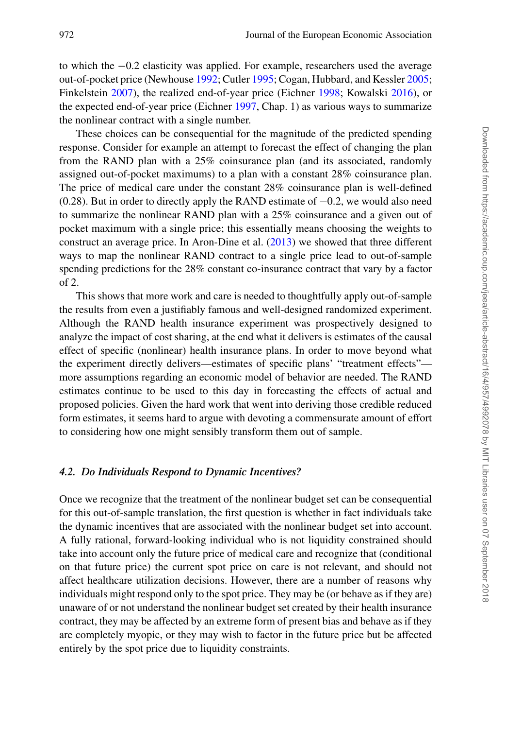to which the −0.2 elasticity was applied. For example, researchers used the average out-of-pocket price (Newhouse 1992; Cutler 1995; Cogan, Hubbard, and Kessler 2005; Finkelstein 2007), the realized end-of-year price (Eichner 1998; Kowalski 2016), or the expected end-of-year price (Eichner 1997, Chap. 1) as various ways to summarize the nonlinear contract with a single number.

These choices can be consequential for the magnitude of the predicted spending response. Consider for example an attempt to forecast the effect of changing the plan from the RAND plan with a 25% coinsurance plan (and its associated, randomly assigned out-of-pocket maximums) to a plan with a constant 28% coinsurance plan. The price of medical care under the constant 28% coinsurance plan is well-defined (0.28). But in order to directly apply the RAND estimate of −0.2, we would also need to summarize the nonlinear RAND plan with a 25% coinsurance and a given out of pocket maximum with a single price; this essentially means choosing the weights to construct an average price. In Aron-Dine et al. (2013) we showed that three different ways to map the nonlinear RAND contract to a single price lead to out-of-sample spending predictions for the 28% constant co-insurance contract that vary by a factor of 2.

This shows that more work and care is needed to thoughtfully apply out-of-sample the results from even a justifiably famous and well-designed randomized experiment. Although the RAND health insurance experiment was prospectively designed to analyze the impact of cost sharing, at the end what it delivers is estimates of the causal effect of specific (nonlinear) health insurance plans. In order to move beyond what the experiment directly delivers—estimates of specific plans' "treatment effects"—more assumptions regarding an economic model of behavior are needed. The RAND estimates continue to be used to this day in forecasting the effects of actual and proposed policies. Given the hard work that went into deriving those credible reduced form estimates, it seems hard to argue with devoting a commensurate amount of effort to considering how one might sensibly transform them out of sample.

### *4.2. Do Individuals Respond to Dynamic Incentives?*

Once we recognize that the treatment of the nonlinear budget set can be consequential for this out-of-sample translation, the first question is whether in fact individuals take the dynamic incentives that are associated with the nonlinear budget set into account. A fully rational, forward-looking individual who is not liquidity constrained should take into account only the future price of medical care and recognize that (conditional on that future price) the current spot price on care is not relevant, and should not affect healthcare utilization decisions. However, there are a number of reasons why individuals might respond only to the spot price. They may be (or behave as if they are) unaware of or not understand the nonlinear budget set created by their health insurance contract, they may be affected by an extreme form of present bias and behave as if they are completely myopic, or they may wish to factor in the future price but be affected entirely by the spot price due to liquidity constraints.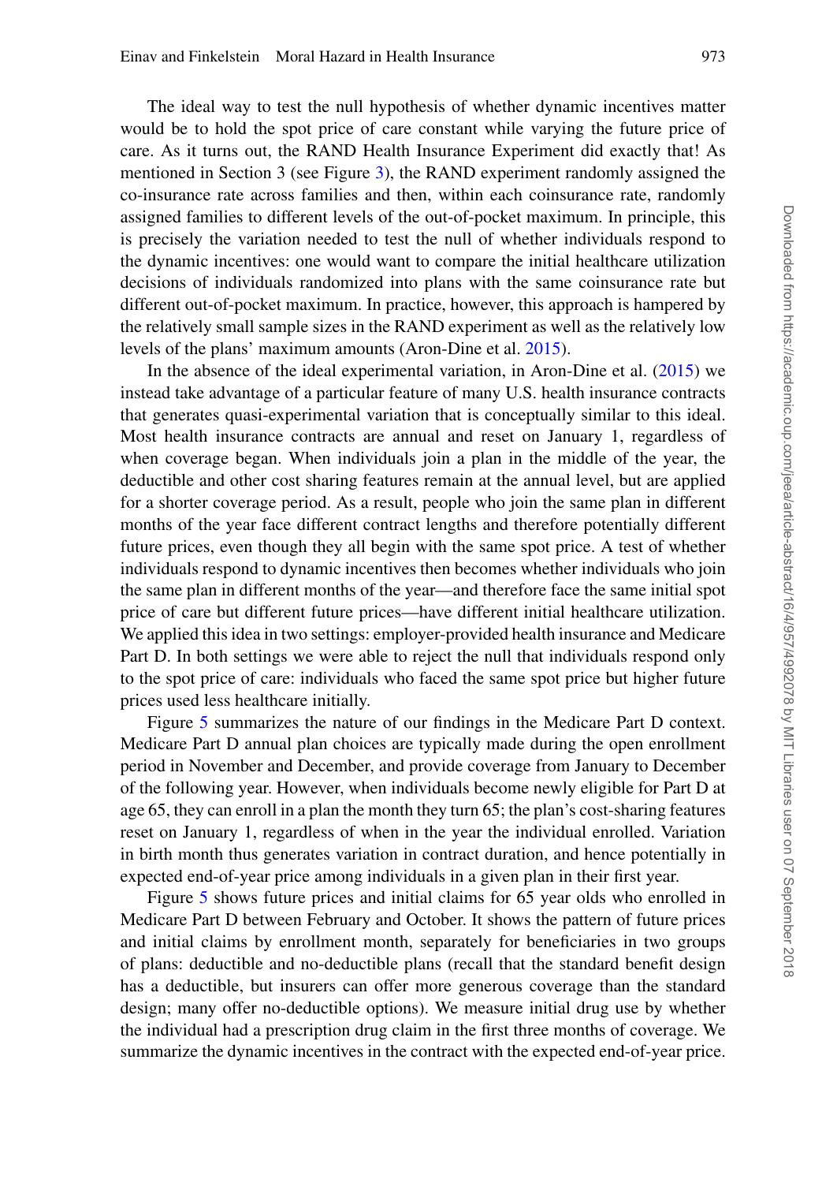The ideal way to test the null hypothesis of whether dynamic incentives matter would be to hold the spot price of care constant while varying the future price of care. As it turns out, the RAND Health Insurance Experiment did exactly that! As mentioned in Section 3 (see Figure 3), the RAND experiment randomly assigned the co-insurance rate across families and then, within each coinsurance rate, randomly assigned families to different levels of the out-of-pocket maximum. In principle, this is precisely the variation needed to test the null of whether individuals respond to the dynamic incentives: one would want to compare the initial healthcare utilization decisions of individuals randomized into plans with the same coinsurance rate but different out-of-pocket maximum. In practice, however, this approach is hampered by the relatively small sample sizes in the RAND experiment as well as the relatively low levels of the plans' maximum amounts (Aron-Dine et al. 2015).

In the absence of the ideal experimental variation, in Aron-Dine et al. (2015) we instead take advantage of a particular feature of many U.S. health insurance contracts that generates quasi-experimental variation that is conceptually similar to this ideal. Most health insurance contracts are annual and reset on January 1, regardless of when coverage began. When individuals join a plan in the middle of the year, the deductible and other cost sharing features remain at the annual level, but are applied for a shorter coverage period. As a result, people who join the same plan in different months of the year face different contract lengths and therefore potentially different future prices, even though they all begin with the same spot price. A test of whether individuals respond to dynamic incentives then becomes whether individuals who join the same plan in different months of the year—and therefore face the same initial spot price of care but different future prices—have different initial healthcare utilization. We applied this idea in two settings: employer-provided health insurance and Medicare Part D. In both settings we were able to reject the null that individuals respond only to the spot price of care: individuals who faced the same spot price but higher future prices used less healthcare initially.

Figure 5 summarizes the nature of our findings in the Medicare Part D context. Medicare Part D annual plan choices are typically made during the open enrollment period in November and December, and provide coverage from January to December of the following year. However, when individuals become newly eligible for Part D at age 65, they can enroll in a plan the month they turn 65; the plan's cost-sharing features reset on January 1, regardless of when in the year the individual enrolled. Variation in birth month thus generates variation in contract duration, and hence potentially in expected end-of-year price among individuals in a given plan in their first year.

Figure 5 shows future prices and initial claims for 65 year olds who enrolled in Medicare Part D between February and October. It shows the pattern of future prices and initial claims by enrollment month, separately for beneficiaries in two groups of plans: deductible and no-deductible plans (recall that the standard benefit design has a deductible, but insurers can offer more generous coverage than the standard design; many offer no-deductible options). We measure initial drug use by whether the individual had a prescription drug claim in the first three months of coverage. We summarize the dynamic incentives in the contract with the expected end-of-year price.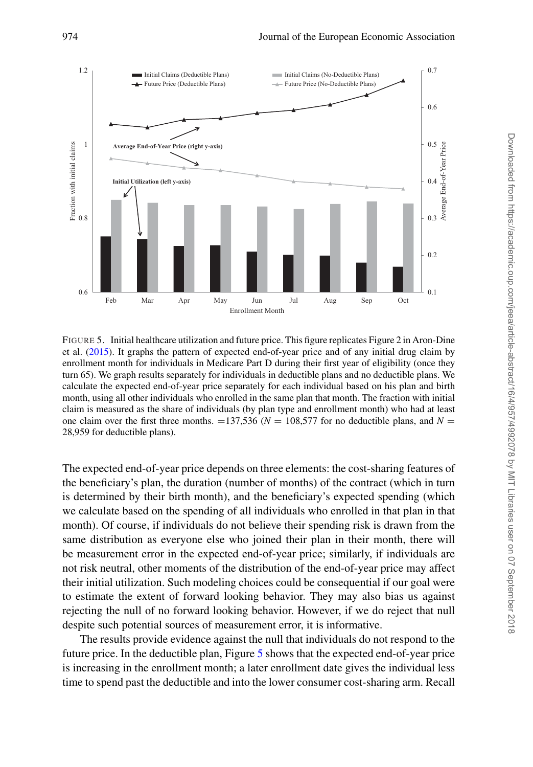1.2

Initial Claims (Deductible Plans)

Future Price (Deductible Plans)

Initial Claims (No-Deductible Plans)

Future Price (No-Deductible Plans)

0.7

0.6

1

0.5

Average End-of-Year Price (right y-axis)

Initial Utilization (left y-axis)

0.4

0.8

0.3

0.2

0.6

0.1

Feb Mar Apr May Jun Jul Aug Sep Oct

Enrollment Month

Fraction with initial claims

Average End-of-Year Price

FIGURE 5. Initial healthcare utilization and future price. This figure replicates Figure 2 in Aron-Dine et al. (2015). It graphs the pattern of expected end-of-year price and of any initial drug claim by enrollment month for individuals in Medicare Part D during their first year of eligibility (once they turn 65). We graph results separately for individuals in deductible plans and no deductible plans. We calculate the expected end-of-year price separately for each individual based on his plan and birth month, using all other individuals who enrolled in the same plan that month. The fraction with initial claim is measured as the share of individuals (by plan type and enrollment month) who had at least one claim over the first three months. =137,536 ($N$ = 108,577 for no deductible plans, and $N$ = 28,959 for deductible plans).

The expected end-of-year price depends on three elements: the cost-sharing features of the beneficiary's plan, the duration (number of months) of the contract (which in turn is determined by their birth month), and the beneficiary's expected spending (which we calculate based on the spending of all individuals who enrolled in that plan in that month). Of course, if individuals do not believe their spending risk is drawn from the same distribution as everyone else who joined their plan in their month, there will be measurement error in the expected end-of-year price; similarly, if individuals are not risk neutral, other moments of the distribution of the end-of-year price may affect their initial utilization. Such modeling choices could be consequential if our goal were to estimate the extent of forward looking behavior. They may also bias us against rejecting the null of no forward looking behavior. However, if we do reject that null despite such potential sources of measurement error, it is informative.

The results provide evidence against the null that individuals do not respond to the future price. In the deductible plan, Figure 5 shows that the expected end-of-year price is increasing in the enrollment month; a later enrollment date gives the individual less time to spend past the deductible and into the lower consumer cost-sharing arm. Recall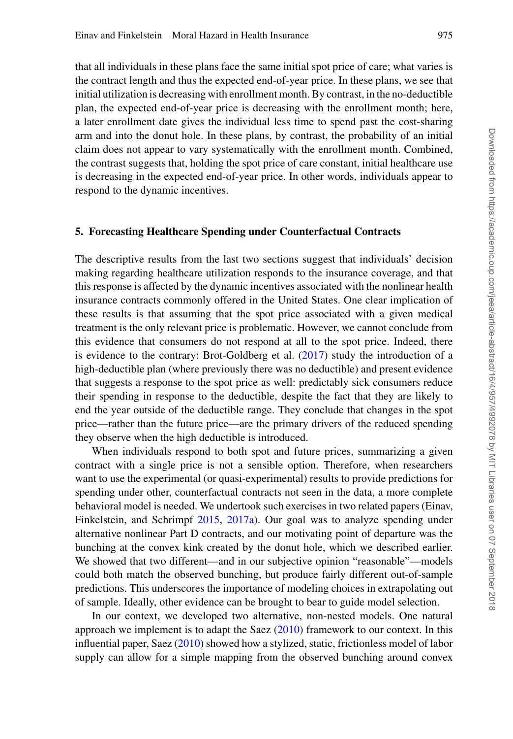that all individuals in these plans face the same initial spot price of care; what varies is the contract length and thus the expected end-of-year price. In these plans, we see that initial utilization is decreasing with enrollment month. By contrast, in the no-deductible plan, the expected end-of-year price is decreasing with the enrollment month; here, a later enrollment date gives the individual less time to spend past the cost-sharing arm and into the donut hole. In these plans, by contrast, the probability of an initial claim does not appear to vary systematically with the enrollment month. Combined, the contrast suggests that, holding the spot price of care constant, initial healthcare use is decreasing in the expected end-of-year price. In other words, individuals appear to respond to the dynamic incentives.

## 5. Forecasting Healthcare Spending under Counterfactual Contracts

The descriptive results from the last two sections suggest that individuals' decision making regarding healthcare utilization responds to the insurance coverage, and that this response is affected by the dynamic incentives associated with the nonlinear health insurance contracts commonly offered in the United States. One clear implication of these results is that assuming that the spot price associated with a given medical treatment is the only relevant price is problematic. However, we cannot conclude from this evidence that consumers do not respond at all to the spot price. Indeed, there is evidence to the contrary: Brot-Goldberg et al. (2017) study the introduction of a high-deductible plan (where previously there was no deductible) and present evidence that suggests a response to the spot price as well: predictably sick consumers reduce their spending in response to the deductible, despite the fact that they are likely to end the year outside of the deductible range. They conclude that changes in the spot price—rather than the future price—are the primary drivers of the reduced spending they observe when the high deductible is introduced.

When individuals respond to both spot and future prices, summarizing a given contract with a single price is not a sensible option. Therefore, when researchers want to use the experimental (or quasi-experimental) results to provide predictions for spending under other, counterfactual contracts not seen in the data, a more complete behavioral model is needed. We undertook such exercises in two related papers (Einav, Finkelstein, and Schrimpf 2015, 2017a). Our goal was to analyze spending under alternative nonlinear Part D contracts, and our motivating point of departure was the bunching at the convex kink created by the donut hole, which we described earlier. We showed that two different—and in our subjective opinion "reasonable"—models could both match the observed bunching, but produce fairly different out-of-sample predictions. This underscores the importance of modeling choices in extrapolating out of sample. Ideally, other evidence can be brought to bear to guide model selection.

In our context, we developed two alternative, non-nested models. One natural approach we implement is to adapt the Saez (2010) framework to our context. In this influential paper, Saez (2010) showed how a stylized, static, frictionless model of labor supply can allow for a simple mapping from the observed bunching around convex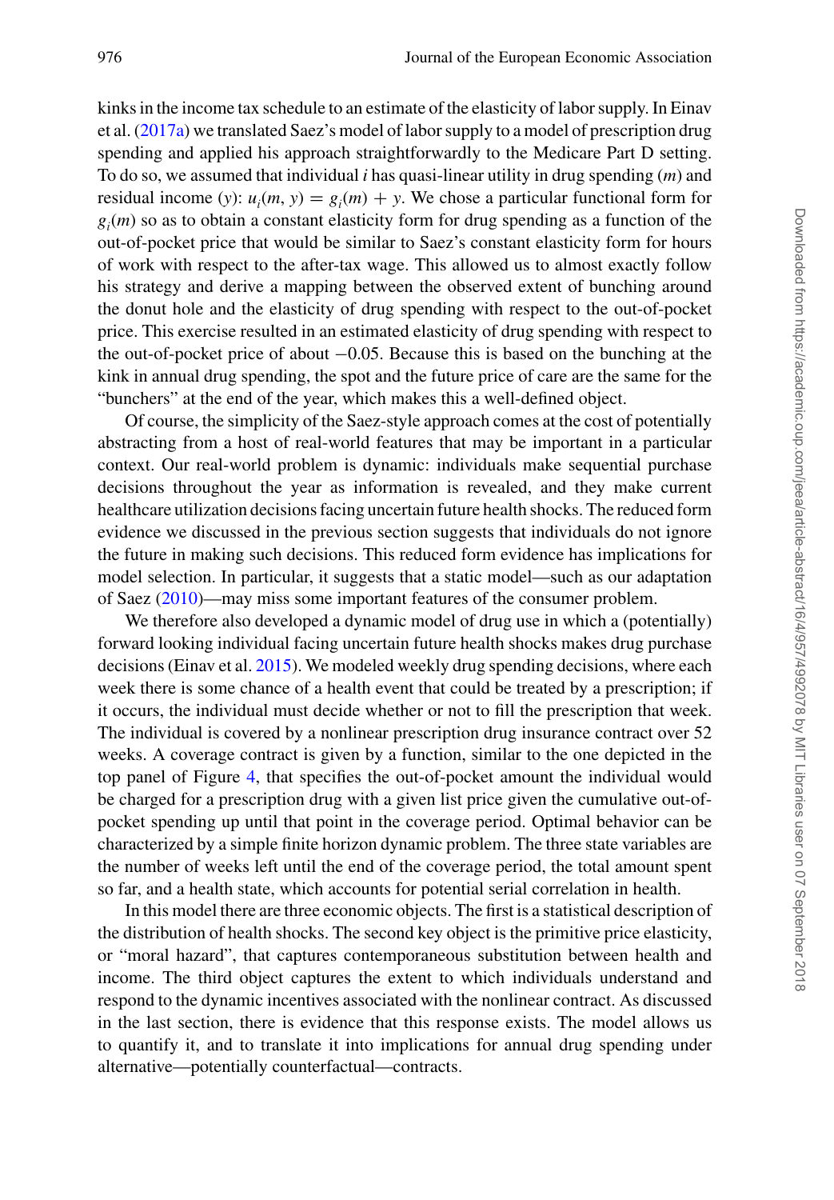kinks in the income tax schedule to an estimate of the elasticity of labor supply. In Einav et al. (2017a) we translated Saez's model of labor supply to a model of prescription drug spending and applied his approach straightforwardly to the Medicare Part D setting. To do so, we assumed that individual $i$ has quasi-linear utility in drug spending ($m$) and residual income ($y$): $u_i(m, y) = g_i(m) + y$. We chose a particular functional form for $g_i(m)$ so as to obtain a constant elasticity form for drug spending as a function of the out-of-pocket price that would be similar to Saez's constant elasticity form for hours of work with respect to the after-tax wage. This allowed us to almost exactly follow his strategy and derive a mapping between the observed extent of bunching around the donut hole and the elasticity of drug spending with respect to the out-of-pocket price. This exercise resulted in an estimated elasticity of drug spending with respect to the out-of-pocket price of about $-0.05$. Because this is based on the bunching at the kink in annual drug spending, the spot and the future price of care are the same for the "bunchers" at the end of the year, which makes this a well-defined object.

Of course, the simplicity of the Saez-style approach comes at the cost of potentially abstracting from a host of real-world features that may be important in a particular context. Our real-world problem is dynamic: individuals make sequential purchase decisions throughout the year as information is revealed, and they make current healthcare utilization decisions facing uncertain future health shocks. The reduced form evidence we discussed in the previous section suggests that individuals do not ignore the future in making such decisions. This reduced form evidence has implications for model selection. In particular, it suggests that a static model—such as our adaptation of Saez (2010)—may miss some important features of the consumer problem.

We therefore also developed a dynamic model of drug use in which a (potentially) forward looking individual facing uncertain future health shocks makes drug purchase decisions (Einav et al. 2015). We modeled weekly drug spending decisions, where each week there is some chance of a health event that could be treated by a prescription; if it occurs, the individual must decide whether or not to fill the prescription that week. The individual is covered by a nonlinear prescription drug insurance contract over 52 weeks. A coverage contract is given by a function, similar to the one depicted in the top panel of Figure 4, that specifies the out-of-pocket amount the individual would be charged for a prescription drug with a given list price given the cumulative out-of-pocket spending up until that point in the coverage period. Optimal behavior can be characterized by a simple finite horizon dynamic problem. The three state variables are the number of weeks left until the end of the coverage period, the total amount spent so far, and a health state, which accounts for potential serial correlation in health.

In this model there are three economic objects. The first is a statistical description of the distribution of health shocks. The second key object is the primitive price elasticity, or "moral hazard", that captures contemporaneous substitution between health and income. The third object captures the extent to which individuals understand and respond to the dynamic incentives associated with the nonlinear contract. As discussed in the last section, there is evidence that this response exists. The model allows us to quantify it, and to translate it into implications for annual drug spending under alternative—potentially counterfactual—contracts.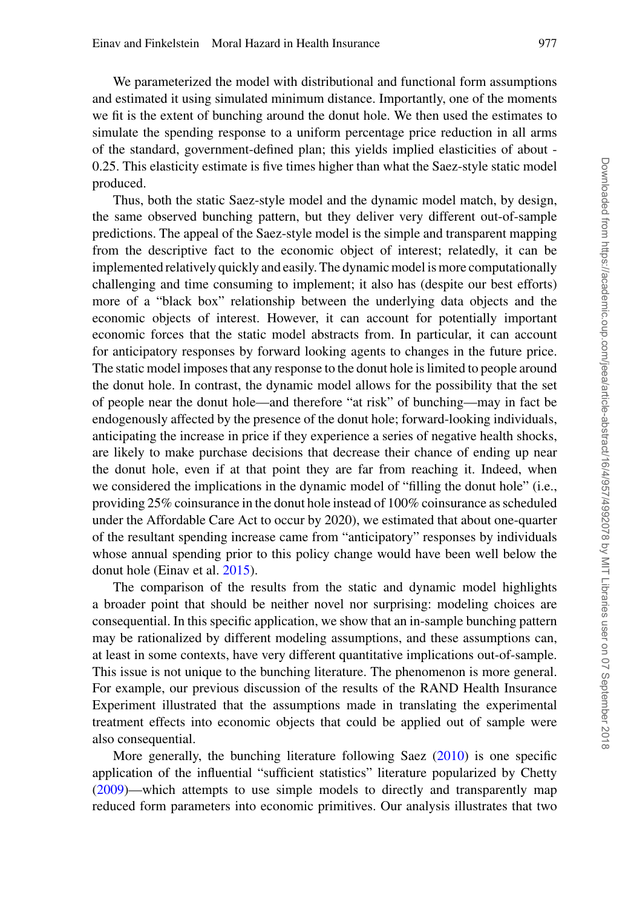We parameterized the model with distributional and functional form assumptions and estimated it using simulated minimum distance. Importantly, one of the moments we fit is the extent of bunching around the donut hole. We then used the estimates to simulate the spending response to a uniform percentage price reduction in all arms of the standard, government-defined plan; this yields implied elasticities of about -0.25. This elasticity estimate is five times higher than what the Saez-style static model produced.

Thus, both the static Saez-style model and the dynamic model match, by design, the same observed bunching pattern, but they deliver very different out-of-sample predictions. The appeal of the Saez-style model is the simple and transparent mapping from the descriptive fact to the economic object of interest; relatedly, it can be implemented relatively quickly and easily. The dynamic model is more computationally challenging and time consuming to implement; it also has (despite our best efforts) more of a "black box" relationship between the underlying data objects and the economic objects of interest. However, it can account for potentially important economic forces that the static model abstracts from. In particular, it can account for anticipatory responses by forward looking agents to changes in the future price. The static model imposes that any response to the donut hole is limited to people around the donut hole. In contrast, the dynamic model allows for the possibility that the set of people near the donut hole—and therefore "at risk" of bunching—may in fact be endogenously affected by the presence of the donut hole; forward-looking individuals, anticipating the increase in price if they experience a series of negative health shocks, are likely to make purchase decisions that decrease their chance of ending up near the donut hole, even if at that point they are far from reaching it. Indeed, when we considered the implications in the dynamic model of "filling the donut hole" (i.e., providing 25% coinsurance in the donut hole instead of 100% coinsurance as scheduled under the Affordable Care Act to occur by 2020), we estimated that about one-quarter of the resultant spending increase came from "anticipatory" responses by individuals whose annual spending prior to this policy change would have been well below the donut hole (Einav et al. 2015).

The comparison of the results from the static and dynamic model highlights a broader point that should be neither novel nor surprising: modeling choices are consequential. In this specific application, we show that an in-sample bunching pattern may be rationalized by different modeling assumptions, and these assumptions can, at least in some contexts, have very different quantitative implications out-of-sample. This issue is not unique to the bunching literature. The phenomenon is more general. For example, our previous discussion of the results of the RAND Health Insurance Experiment illustrated that the assumptions made in translating the experimental treatment effects into economic objects that could be applied out of sample were also consequential.

More generally, the bunching literature following Saez (2010) is one specific application of the influential "sufficient statistics" literature popularized by Chetty (2009)—which attempts to use simple models to directly and transparently map reduced form parameters into economic primitives. Our analysis illustrates that two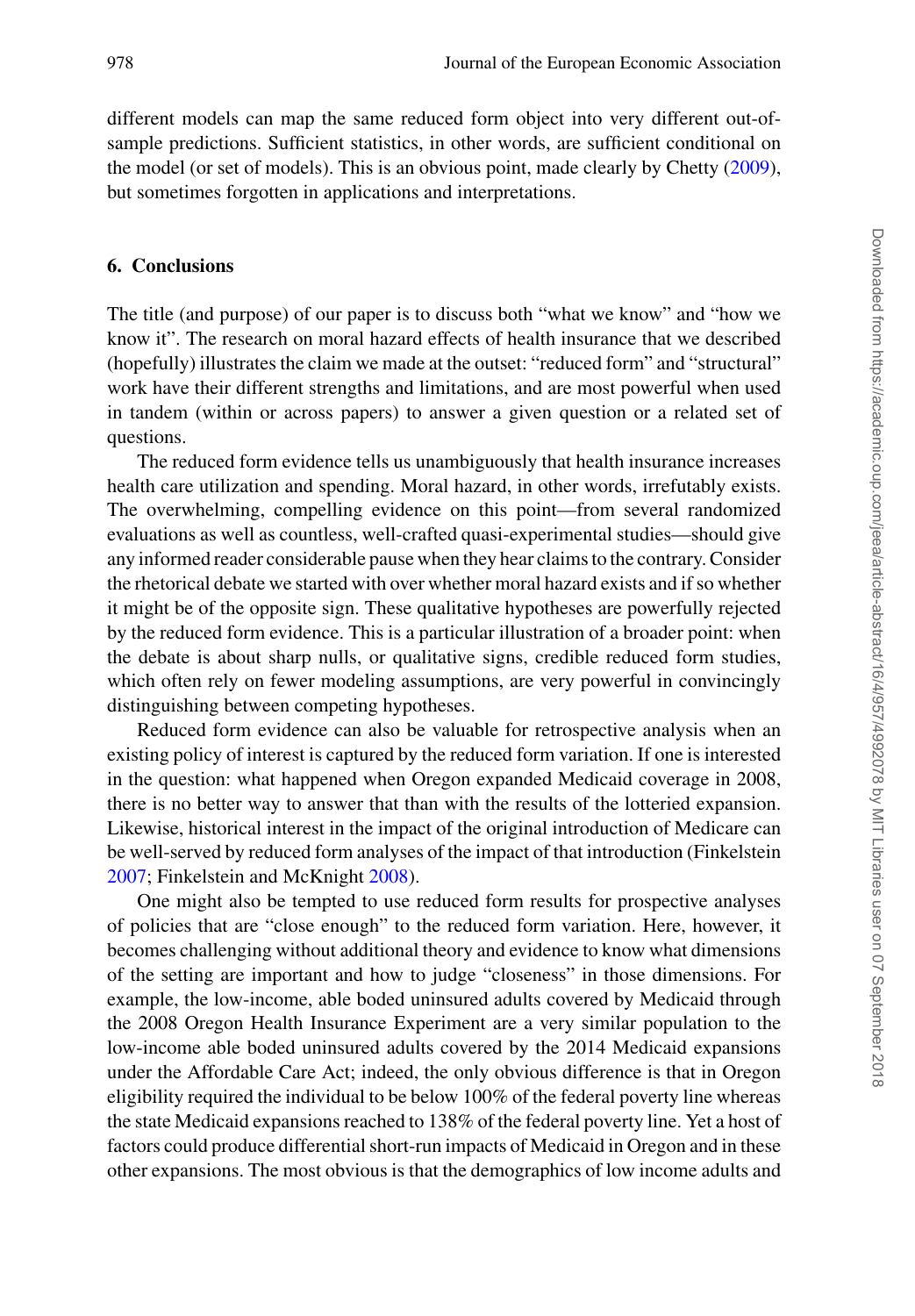different models can map the same reduced form object into very different out-of-sample predictions. Sufficient statistics, in other words, are sufficient conditional on the model (or set of models). This is an obvious point, made clearly by Chetty (2009), but sometimes forgotten in applications and interpretations.

## 6. Conclusions

The title (and purpose) of our paper is to discuss both "what we know" and "how we know it". The research on moral hazard effects of health insurance that we described (hopefully) illustrates the claim we made at the outset: "reduced form" and "structural" work have their different strengths and limitations, and are most powerful when used in tandem (within or across papers) to answer a given question or a related set of questions.

The reduced form evidence tells us unambiguously that health insurance increases health care utilization and spending. Moral hazard, in other words, irrefutably exists. The overwhelming, compelling evidence on this point—from several randomized evaluations as well as countless, well-crafted quasi-experimental studies—should give any informed reader considerable pause when they hear claims to the contrary. Consider the rhetorical debate we started with over whether moral hazard exists and if so whether it might be of the opposite sign. These qualitative hypotheses are powerfully rejected by the reduced form evidence. This is a particular illustration of a broader point: when the debate is about sharp nulls, or qualitative signs, credible reduced form studies, which often rely on fewer modeling assumptions, are very powerful in convincingly distinguishing between competing hypotheses.

Reduced form evidence can also be valuable for retrospective analysis when an existing policy of interest is captured by the reduced form variation. If one is interested in the question: what happened when Oregon expanded Medicaid coverage in 2008, there is no better way to answer that than with the results of the lotteried expansion. Likewise, historical interest in the impact of the original introduction of Medicare can be well-served by reduced form analyses of the impact of that introduction (Finkelstein 2007; Finkelstein and McKnight 2008).

One might also be tempted to use reduced form results for prospective analyses of policies that are "close enough" to the reduced form variation. Here, however, it becomes challenging without additional theory and evidence to know what dimensions of the setting are important and how to judge "closeness" in those dimensions. For example, the low-income, able boded uninsured adults covered by Medicaid through the 2008 Oregon Health Insurance Experiment are a very similar population to the low-income able boded uninsured adults covered by the 2014 Medicaid expansions under the Affordable Care Act; indeed, the only obvious difference is that in Oregon eligibility required the individual to be below 100% of the federal poverty line whereas the state Medicaid expansions reached to 138% of the federal poverty line. Yet a host of factors could produce differential short-run impacts of Medicaid in Oregon and in these other expansions. The most obvious is that the demographics of low income adults and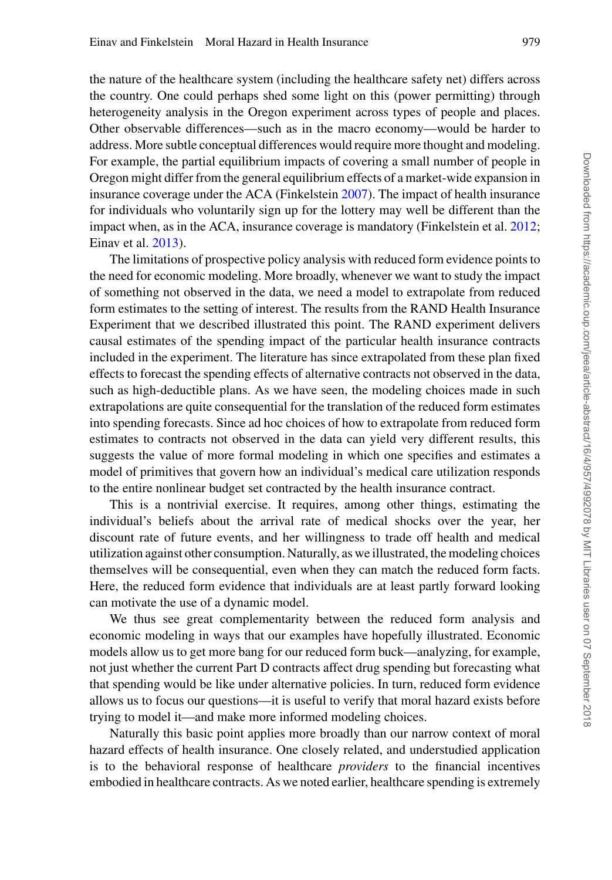the nature of the healthcare system (including the healthcare safety net) differs across the country. One could perhaps shed some light on this (power permitting) through heterogeneity analysis in the Oregon experiment across types of people and places. Other observable differences—such as in the macro economy—would be harder to address. More subtle conceptual differences would require more thought and modeling. For example, the partial equilibrium impacts of covering a small number of people in Oregon might differ from the general equilibrium effects of a market-wide expansion in insurance coverage under the ACA (Finkelstein 2007). The impact of health insurance for individuals who voluntarily sign up for the lottery may well be different than the impact when, as in the ACA, insurance coverage is mandatory (Finkelstein et al. 2012; Einav et al. 2013).

The limitations of prospective policy analysis with reduced form evidence points to the need for economic modeling. More broadly, whenever we want to study the impact of something not observed in the data, we need a model to extrapolate from reduced form estimates to the setting of interest. The results from the RAND Health Insurance Experiment that we described illustrated this point. The RAND experiment delivers causal estimates of the spending impact of the particular health insurance contracts included in the experiment. The literature has since extrapolated from these plan fixed effects to forecast the spending effects of alternative contracts not observed in the data, such as high-deductible plans. As we have seen, the modeling choices made in such extrapolations are quite consequential for the translation of the reduced form estimates into spending forecasts. Since ad hoc choices of how to extrapolate from reduced form estimates to contracts not observed in the data can yield very different results, this suggests the value of more formal modeling in which one specifies and estimates a model of primitives that govern how an individual's medical care utilization responds to the entire nonlinear budget set contracted by the health insurance contract.

This is a nontrivial exercise. It requires, among other things, estimating the individual's beliefs about the arrival rate of medical shocks over the year, her discount rate of future events, and her willingness to trade off health and medical utilization against other consumption. Naturally, as we illustrated, the modeling choices themselves will be consequential, even when they can match the reduced form facts. Here, the reduced form evidence that individuals are at least partly forward looking can motivate the use of a dynamic model.

We thus see great complementarity between the reduced form analysis and economic modeling in ways that our examples have hopefully illustrated. Economic models allow us to get more bang for our reduced form buck—analyzing, for example, not just whether the current Part D contracts affect drug spending but forecasting what that spending would be like under alternative policies. In turn, reduced form evidence allows us to focus our questions—it is useful to verify that moral hazard exists before trying to model it—and make more informed modeling choices.

Naturally this basic point applies more broadly than our narrow context of moral hazard effects of health insurance. One closely related, and understudied application is to the behavioral response of healthcare *providers* to the financial incentives embodied in healthcare contracts. As we noted earlier, healthcare spending is extremely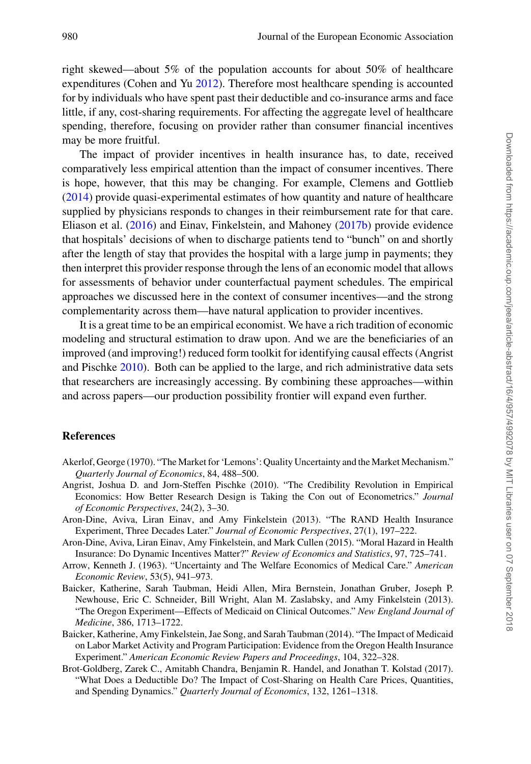right skewed—about 5% of the population accounts for about 50% of healthcare expenditures (Cohen and Yu 2012). Therefore most healthcare spending is accounted for by individuals who have spent past their deductible and co-insurance arms and face little, if any, cost-sharing requirements. For affecting the aggregate level of healthcare spending, therefore, focusing on provider rather than consumer financial incentives may be more fruitful.

The impact of provider incentives in health insurance has, to date, received comparatively less empirical attention than the impact of consumer incentives. There is hope, however, that this may be changing. For example, Clemens and Gottlieb (2014) provide quasi-experimental estimates of how quantity and nature of healthcare supplied by physicians responds to changes in their reimbursement rate for that care. Eliason et al. (2016) and Einav, Finkelstein, and Mahoney (2017b) provide evidence that hospitals' decisions of when to discharge patients tend to "bunch" on and shortly after the length of stay that provides the hospital with a large jump in payments; they then interpret this provider response through the lens of an economic model that allows for assessments of behavior under counterfactual payment schedules. The empirical approaches we discussed here in the context of consumer incentives—and the strong complementarity across them—have natural application to provider incentives.

It is a great time to be an empirical economist. We have a rich tradition of economic modeling and structural estimation to draw upon. And we are the beneficiaries of an improved (and improving!) reduced form toolkit for identifying causal effects (Angrist and Pischke 2010). Both can be applied to the large, and rich administrative data sets that researchers are increasingly accessing. By combining these approaches—within and across papers—our production possibility frontier will expand even further.

## References

Akerlof, George (1970). "The Market for 'Lemons': Quality Uncertainty and the Market Mechanism." *Quarterly Journal of Economics*, 84, 488–500.

Angrist, Joshua D. and Jorn-Steffen Pischke (2010). "The Credibility Revolution in Empirical Economics: How Better Research Design is Taking the Con out of Econometrics." *Journal of Economic Perspectives*, 24(2), 3–30.

Aron-Dine, Aviva, Liran Einav, and Amy Finkelstein (2013). "The RAND Health Insurance Experiment, Three Decades Later." *Journal of Economic Perspectives*, 27(1), 197–222.

Aron-Dine, Aviva, Liran Einav, Amy Finkelstein, and Mark Cullen (2015). "Moral Hazard in Health Insurance: Do Dynamic Incentives Matter?" *Review of Economics and Statistics*, 97, 725–741.

Arrow, Kenneth J. (1963). "Uncertainty and The Welfare Economics of Medical Care." *American Economic Review*, 53(5), 941–973.

Baicker, Katherine, Sarah Taubman, Heidi Allen, Mira Bernstein, Jonathan Gruber, Joseph P. Newhouse, Eric C. Schneider, Bill Wright, Alan M. Zaslabsky, and Amy Finkelstein (2013). "The Oregon Experiment—Effects of Medicaid on Clinical Outcomes." *New England Journal of Medicine*, 386, 1713–1722.

Baicker, Katherine, Amy Finkelstein, Jae Song, and Sarah Taubman (2014). "The Impact of Medicaid on Labor Market Activity and Program Participation: Evidence from the Oregon Health Insurance Experiment." *American Economic Review Papers and Proceedings*, 104, 322–328.

Brot-Goldberg, Zarek C., Amitabh Chandra, Benjamin R. Handel, and Jonathan T. Kolstad (2017). "What Does a Deductible Do? The Impact of Cost-Sharing on Health Care Prices, Quantities, and Spending Dynamics." *Quarterly Journal of Economics*, 132, 1261–1318.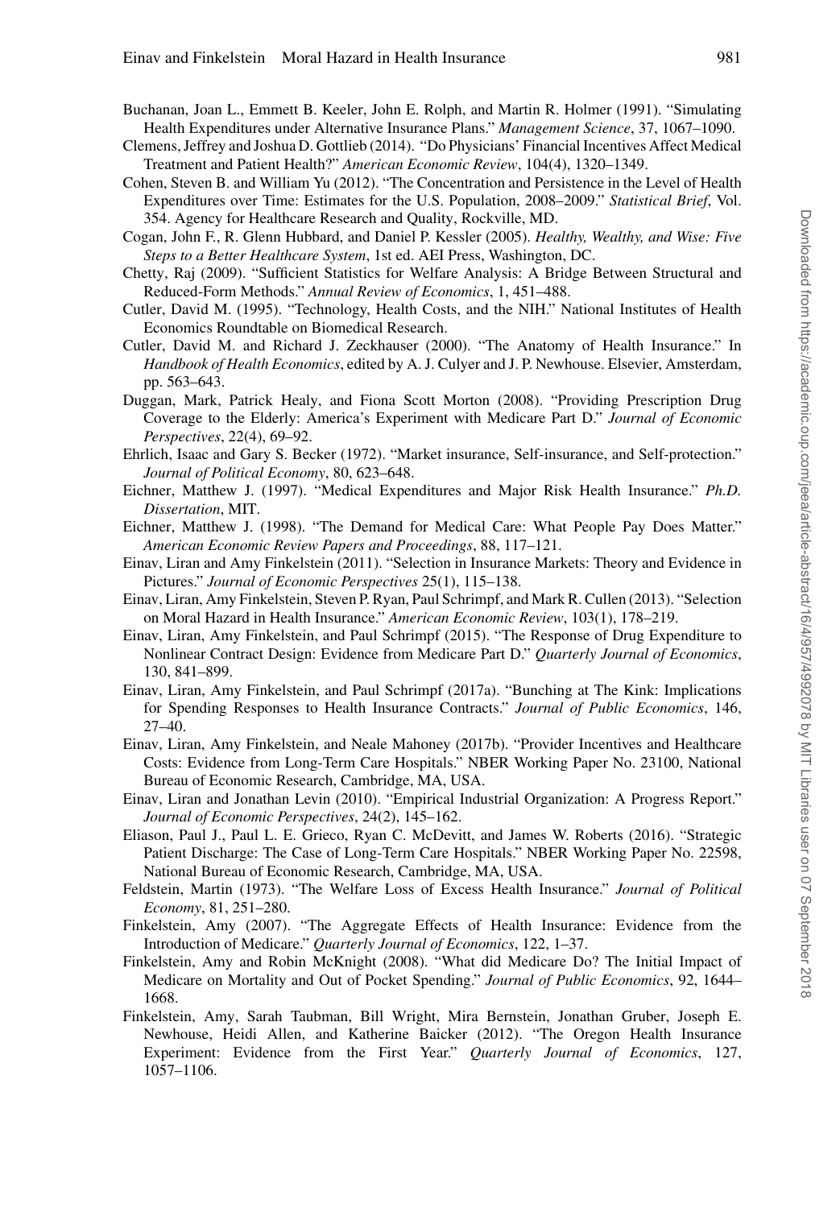Buchanan, Joan L., Emmett B. Keeler, John E. Rolph, and Martin R. Holmer (1991). "Simulating Health Expenditures under Alternative Insurance Plans." *Management Science*, 37, 1067–1090.

Clemens, Jeffrey and Joshua D. Gottlieb (2014). "Do Physicians' Financial Incentives Affect Medical Treatment and Patient Health?" *American Economic Review*, 104(4), 1320–1349.

Cohen, Steven B. and William Yu (2012). "The Concentration and Persistence in the Level of Health Expenditures over Time: Estimates for the U.S. Population, 2008–2009." *Statistical Brief*, Vol. 354. Agency for Healthcare Research and Quality, Rockville, MD.

Cogan, John F., R. Glenn Hubbard, and Daniel P. Kessler (2005). *Healthy, Wealthy, and Wise: Five Steps to a Better Healthcare System*, 1st ed. AEI Press, Washington, DC.

Chetty, Raj (2009). "Sufficient Statistics for Welfare Analysis: A Bridge Between Structural and Reduced-Form Methods." *Annual Review of Economics*, 1, 451–488.

Cutler, David M. (1995). "Technology, Health Costs, and the NIH." National Institutes of Health Economics Roundtable on Biomedical Research.

Cutler, David M. and Richard J. Zeckhauser (2000). "The Anatomy of Health Insurance." In *Handbook of Health Economics*, edited by A. J. Culyer and J. P. Newhouse. Elsevier, Amsterdam, pp. 563–643.

Duggan, Mark, Patrick Healy, and Fiona Scott Morton (2008). "Providing Prescription Drug Coverage to the Elderly: America's Experiment with Medicare Part D." *Journal of Economic Perspectives*, 22(4), 69–92.

Ehrlich, Isaac and Gary S. Becker (1972). "Market insurance, Self-insurance, and Self-protection." *Journal of Political Economy*, 80, 623–648.

Eichner, Matthew J. (1997). "Medical Expenditures and Major Risk Health Insurance." *Ph.D. Dissertation*, MIT.

Eichner, Matthew J. (1998). "The Demand for Medical Care: What People Pay Does Matter." *American Economic Review Papers and Proceedings*, 88, 117–121.

Einav, Liran and Amy Finkelstein (2011). "Selection in Insurance Markets: Theory and Evidence in Pictures." *Journal of Economic Perspectives* 25(1), 115–138.

Einav, Liran, Amy Finkelstein, Steven P. Ryan, Paul Schrimpf, and Mark R. Cullen (2013). "Selection on Moral Hazard in Health Insurance." *American Economic Review*, 103(1), 178–219.

Einav, Liran, Amy Finkelstein, and Paul Schrimpf (2015). "The Response of Drug Expenditure to Nonlinear Contract Design: Evidence from Medicare Part D." *Quarterly Journal of Economics*, 130, 841–899.

Einav, Liran, Amy Finkelstein, and Paul Schrimpf (2017a). "Bunching at The Kink: Implications for Spending Responses to Health Insurance Contracts." *Journal of Public Economics*, 146, 27–40.

Einav, Liran, Amy Finkelstein, and Neale Mahoney (2017b). "Provider Incentives and Healthcare Costs: Evidence from Long-Term Care Hospitals." NBER Working Paper No. 23100, National Bureau of Economic Research, Cambridge, MA, USA.

Einav, Liran and Jonathan Levin (2010). "Empirical Industrial Organization: A Progress Report." *Journal of Economic Perspectives*, 24(2), 145–162.

Eliason, Paul J., Paul L. E. Grieco, Ryan C. McDevitt, and James W. Roberts (2016). "Strategic Patient Discharge: The Case of Long-Term Care Hospitals." NBER Working Paper No. 22598, National Bureau of Economic Research, Cambridge, MA, USA.

Feldstein, Martin (1973). "The Welfare Loss of Excess Health Insurance." *Journal of Political Economy*, 81, 251–280.

Finkelstein, Amy (2007). "The Aggregate Effects of Health Insurance: Evidence from the Introduction of Medicare." *Quarterly Journal of Economics*, 122, 1–37.

Finkelstein, Amy and Robin McKnight (2008). "What did Medicare Do? The Initial Impact of Medicare on Mortality and Out of Pocket Spending." *Journal of Public Economics*, 92, 1644–1668.

Finkelstein, Amy, Sarah Taubman, Bill Wright, Mira Bernstein, Jonathan Gruber, Joseph E. Newhouse, Heidi Allen, and Katherine Baicker (2012). "The Oregon Health Insurance Experiment: Evidence from the First Year." *Quarterly Journal of Economics*, 127, 1057–1106.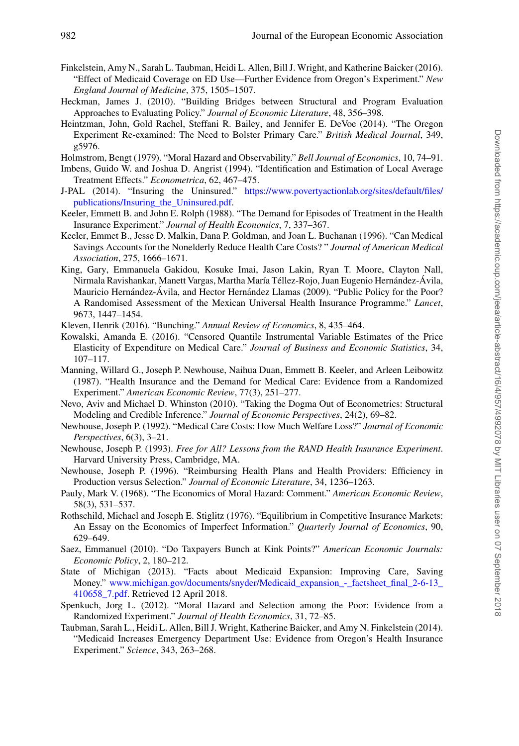Finkelstein, Amy N., Sarah L. Taubman, Heidi L. Allen, Bill J. Wright, and Katherine Baicker (2016). "Effect of Medicaid Coverage on ED Use—Further Evidence from Oregon's Experiment." *New England Journal of Medicine*, 375, 1505–1507.

Heckman, James J. (2010). "Building Bridges between Structural and Program Evaluation Approaches to Evaluating Policy." *Journal of Economic Literature*, 48, 356–398.

Heintzman, John, Gold Rachel, Steffani R. Bailey, and Jennifer E. DeVoe (2014). "The Oregon Experiment Re-examined: The Need to Bolster Primary Care." *British Medical Journal*, 349, g5976.

Holmstrom, Bengt (1979). "Moral Hazard and Observability." *Bell Journal of Economics*, 10, 74–91.

Imbens, Guido W. and Joshua D. Angrist (1994). "Identification and Estimation of Local Average Treatment Effects." *Econometrica*, 62, 467–475.

J-PAL (2014). "Insuring the Uninsured." https://www.povertyactionlab.org/sites/default/files/publications/Insuring_the_Uninsured.pdf.

Keeler, Emmett B. and John E. Rolph (1988). "The Demand for Episodes of Treatment in the Health Insurance Experiment." *Journal of Health Economics*, 7, 337–367.

Keeler, Emmet B., Jesse D. Malkin, Dana P. Goldman, and Joan L. Buchanan (1996). "Can Medical Savings Accounts for the Nonelderly Reduce Health Care Costs? " *Journal of American Medical Association*, 275, 1666–1671.

King, Gary, Emmanuela Gakidou, Kosuke Imai, Jason Lakin, Ryan T. Moore, Clayton Nall, Nirmala Ravishankar, Manett Vargas, Martha María Téllez-Rojo, Juan Eugenio Hernández-Ávila, Mauricio Hernández-Ávila, and Hector Hernández Llamas (2009). "Public Policy for the Poor? A Randomised Assessment of the Mexican Universal Health Insurance Programme." *Lancet*, 9673, 1447–1454.

Kleven, Henrik (2016). "Bunching." *Annual Review of Economics*, 8, 435–464.

Kowalski, Amanda E. (2016). "Censored Quantile Instrumental Variable Estimates of the Price Elasticity of Expenditure on Medical Care." *Journal of Business and Economic Statistics*, 34, 107–117.

Manning, Willard G., Joseph P. Newhouse, Naihua Duan, Emmett B. Keeler, and Arleen Leibowitz (1987). "Health Insurance and the Demand for Medical Care: Evidence from a Randomized Experiment." *American Economic Review*, 77(3), 251–277.

Nevo, Aviv and Michael D. Whinston (2010). "Taking the Dogma Out of Econometrics: Structural Modeling and Credible Inference." *Journal of Economic Perspectives*, 24(2), 69–82.

Newhouse, Joseph P. (1992). "Medical Care Costs: How Much Welfare Loss?" *Journal of Economic Perspectives*, 6(3), 3–21.

Newhouse, Joseph P. (1993). *Free for All? Lessons from the RAND Health Insurance Experiment*. Harvard University Press, Cambridge, MA.

Newhouse, Joseph P. (1996). "Reimbursing Health Plans and Health Providers: Efficiency in Production versus Selection." *Journal of Economic Literature*, 34, 1236–1263.

Pauly, Mark V. (1968). "The Economics of Moral Hazard: Comment." *American Economic Review*, 58(3), 531–537.

Rothschild, Michael and Joseph E. Stiglitz (1976). "Equilibrium in Competitive Insurance Markets: An Essay on the Economics of Imperfect Information." *Quarterly Journal of Economics*, 90, 629–649.

Saez, Emmanuel (2010). "Do Taxpayers Bunch at Kink Points?" *American Economic Journals: Economic Policy*, 2, 180–212.

State of Michigan (2013). "Facts about Medicaid Expansion: Improving Care, Saving Money." www.michigan.gov/documents/snyder/Medicaid_expansion_-_factsheet_final_2-6-13_410658_7.pdf. Retrieved 12 April 2018.

Spenkuch, Jorg L. (2012). "Moral Hazard and Selection among the Poor: Evidence from a Randomized Experiment." *Journal of Health Economics*, 31, 72–85.

Taubman, Sarah L., Heidi L. Allen, Bill J. Wright, Katherine Baicker, and Amy N. Finkelstein (2014). "Medicaid Increases Emergency Department Use: Evidence from Oregon's Health Insurance Experiment." *Science*, 343, 263–268.